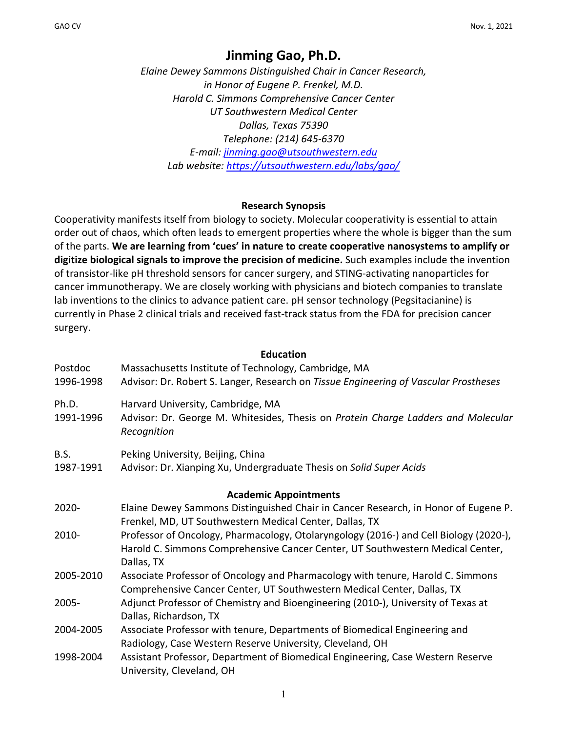# Jinming Gao, Ph.D.

*Elaine Dewey Sammons Distinguished Chair in Cancer Research,*
*in Honor of Eugene P. Frenkel, M.D.*
*Harold C. Simmons Comprehensive Cancer Center*
*UT Southwestern Medical Center*
*Dallas, Texas 75390*
*Telephone: (214) 645-6370*
*E-mail: jinming.gao@utsouthwestern.edu*
*Lab website: https://utsouthwestern.edu/labs/gao/*

## Research Synopsis

Cooperativity manifests itself from biology to society. Molecular cooperativity is essential to attain order out of chaos, which often leads to emergent properties where the whole is bigger than the sum of the parts. **We are learning from 'cues' in nature to create cooperative nanosystems to amplify or digitize biological signals to improve the precision of medicine.** Such examples include the invention of transistor-like pH threshold sensors for cancer surgery, and STING-activating nanoparticles for cancer immunotherapy. We are closely working with physicians and biotech companies to translate lab inventions to the clinics to advance patient care. pH sensor technology (Pegsitacianine) is currently in Phase 2 clinical trials and received fast-track status from the FDA for precision cancer surgery.

## Education

| | |
|---|---|
| Postdoc 1996-1998 | Massachusetts Institute of Technology, Cambridge, MA<br>Advisor: Dr. Robert S. Langer, Research on *Tissue Engineering of Vascular Prostheses* |
| Ph.D. 1991-1996 | Harvard University, Cambridge, MA<br>Advisor: Dr. George M. Whitesides, Thesis on *Protein Charge Ladders and Molecular Recognition* |
| B.S. 1987-1991 | Peking University, Beijing, China<br>Advisor: Dr. Xianping Xu, Undergraduate Thesis on *Solid Super Acids* |

## Academic Appointments

| | |
|---|---|
| 2020- | Elaine Dewey Sammons Distinguished Chair in Cancer Research, in Honor of Eugene P. Frenkel, MD, UT Southwestern Medical Center, Dallas, TX |
| 2010- | Professor of Oncology, Pharmacology, Otolaryngology (2016-) and Cell Biology (2020-), Harold C. Simmons Comprehensive Cancer Center, UT Southwestern Medical Center, Dallas, TX |
| 2005-2010 | Associate Professor of Oncology and Pharmacology with tenure, Harold C. Simmons Comprehensive Cancer Center, UT Southwestern Medical Center, Dallas, TX |
| 2005- | Adjunct Professor of Chemistry and Bioengineering (2010-), University of Texas at Dallas, Richardson, TX |
| 2004-2005 | Associate Professor with tenure, Departments of Biomedical Engineering and Radiology, Case Western Reserve University, Cleveland, OH |
| 1998-2004 | Assistant Professor, Department of Biomedical Engineering, Case Western Reserve University, Cleveland, OH |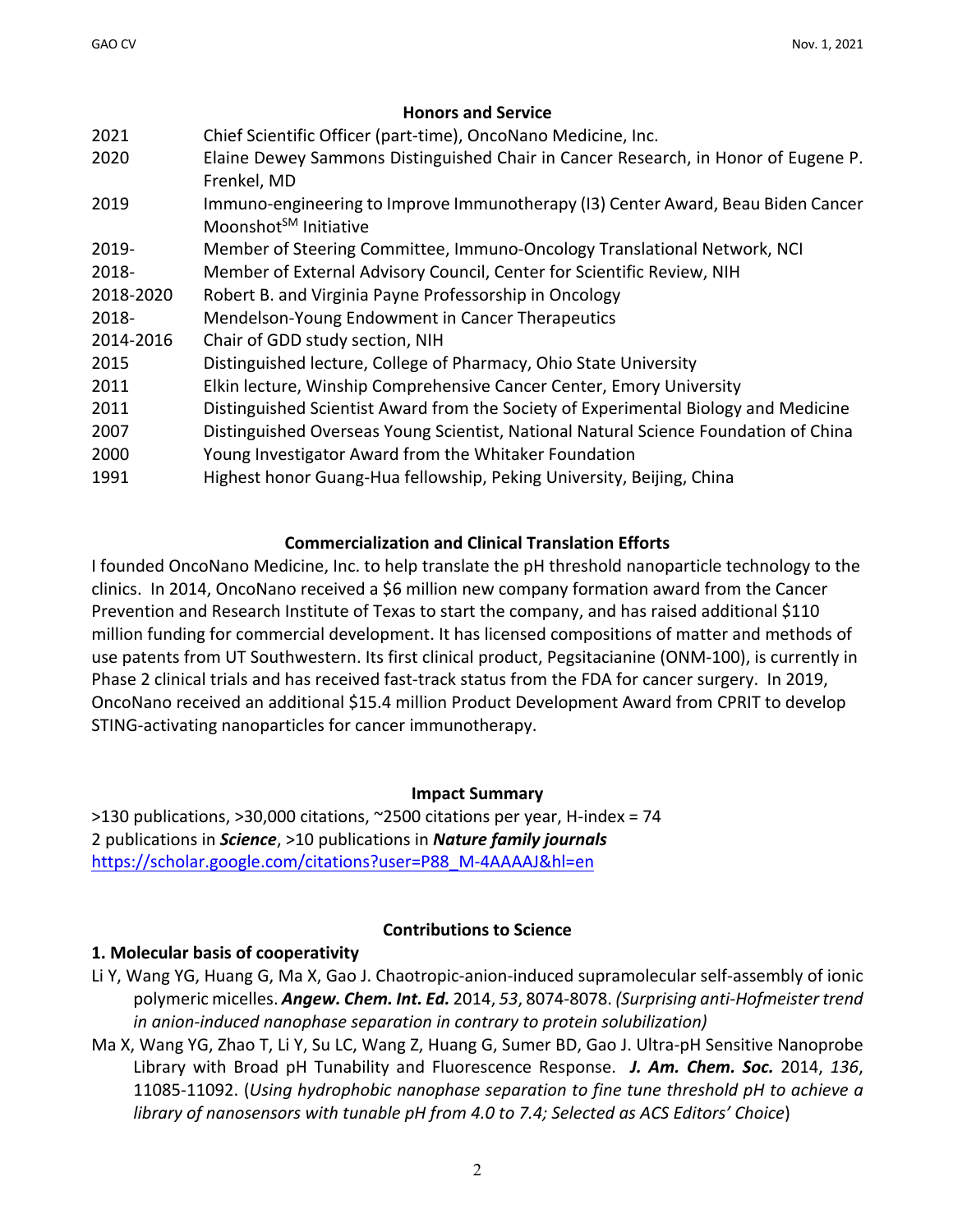## Honors and Service

| | |
|---|---|
| 2021 | Chief Scientific Officer (part-time), OncoNano Medicine, Inc. |
| 2020 | Elaine Dewey Sammons Distinguished Chair in Cancer Research, in Honor of Eugene P. Frenkel, MD |
| 2019 | Immuno-engineering to Improve Immunotherapy (I3) Center Award, Beau Biden Cancer Moonshot$^{SM}$ Initiative |
| 2019- | Member of Steering Committee, Immuno-Oncology Translational Network, NCI |
| 2018- | Member of External Advisory Council, Center for Scientific Review, NIH |
| 2018-2020 | Robert B. and Virginia Payne Professorship in Oncology |
| 2018- | Mendelson-Young Endowment in Cancer Therapeutics |
| 2014-2016 | Chair of GDD study section, NIH |
| 2015 | Distinguished lecture, College of Pharmacy, Ohio State University |
| 2011 | Elkin lecture, Winship Comprehensive Cancer Center, Emory University |
| 2011 | Distinguished Scientist Award from the Society of Experimental Biology and Medicine |
| 2007 | Distinguished Overseas Young Scientist, National Natural Science Foundation of China |
| 2000 | Young Investigator Award from the Whitaker Foundation |
| 1991 | Highest honor Guang-Hua fellowship, Peking University, Beijing, China |

## Commercialization and Clinical Translation Efforts

I founded OncoNano Medicine, Inc. to help translate the pH threshold nanoparticle technology to the clinics. In 2014, OncoNano received a $6 million new company formation award from the Cancer Prevention and Research Institute of Texas to start the company, and has raised additional $110 million funding for commercial development. It has licensed compositions of matter and methods of use patents from UT Southwestern. Its first clinical product, Pegsitacianine (ONM-100), is currently in Phase 2 clinical trials and has received fast-track status from the FDA for cancer surgery. In 2019, OncoNano received an additional $15.4 million Product Development Award from CPRIT to develop STING-activating nanoparticles for cancer immunotherapy.

## Impact Summary

>130 publications, >30,000 citations, ~2500 citations per year, H-index = 74
2 publications in ***Science***, >10 publications in ***Nature family journals***
https://scholar.google.com/citations?user=P88_M-4AAAAJ&hl=en

## Contributions to Science

### 1. Molecular basis of cooperativity

Li Y, Wang YG, Huang G, Ma X, Gao J. Chaotropic-anion-induced supramolecular self-assembly of ionic polymeric micelles. ***Angew. Chem. Int. Ed.*** 2014, *53*, 8074-8078. *(Surprising anti-Hofmeister trend in anion-induced nanophase separation in contrary to protein solubilization)*

Ma X, Wang YG, Zhao T, Li Y, Su LC, Wang Z, Huang G, Sumer BD, Gao J. Ultra-pH Sensitive Nanoprobe Library with Broad pH Tunability and Fluorescence Response. ***J. Am. Chem. Soc.*** 2014, *136*, 11085-11092. (*Using hydrophobic nanophase separation to fine tune threshold pH to achieve a library of nanosensors with tunable pH from 4.0 to 7.4; Selected as ACS Editors' Choice*)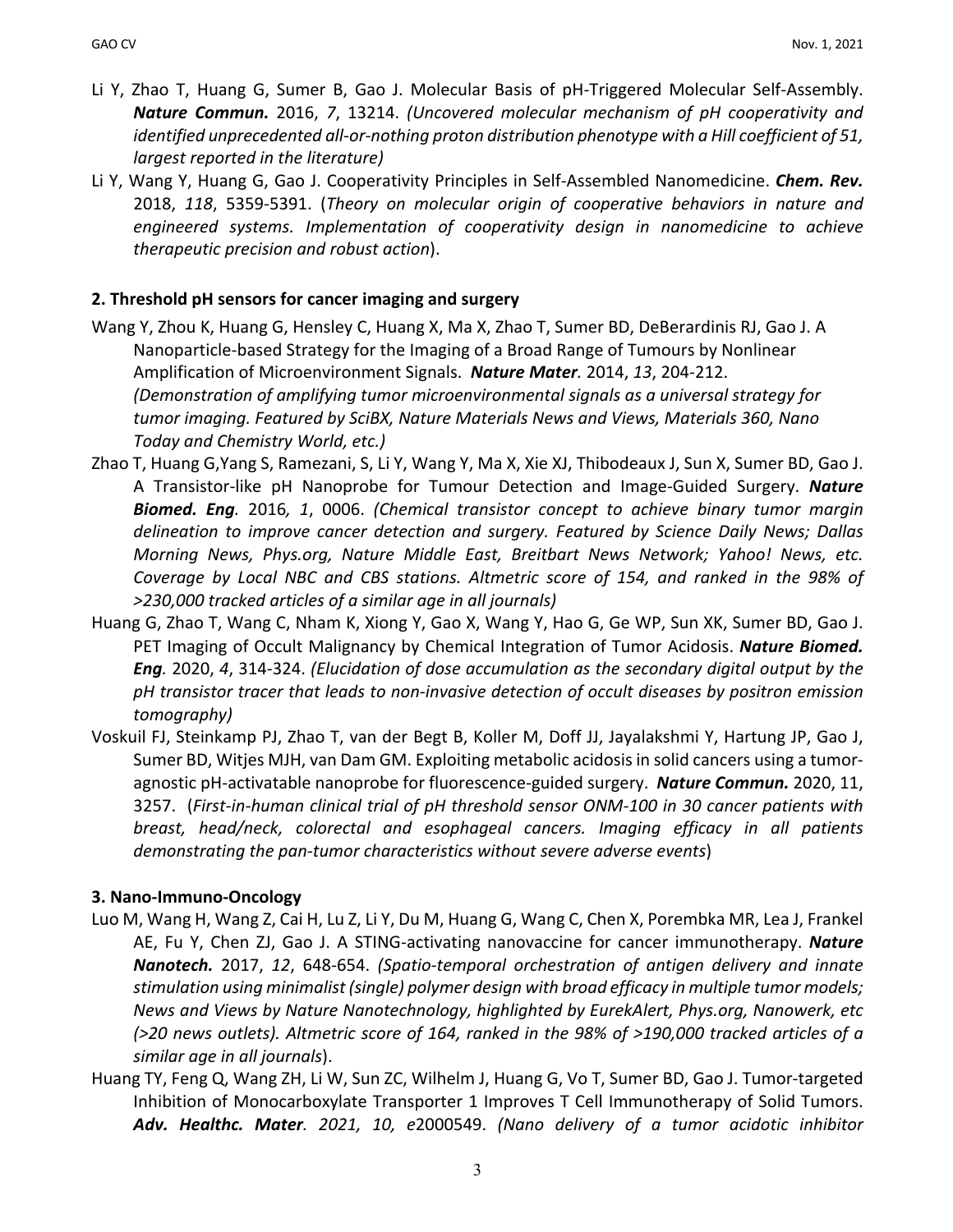Li Y, Zhao T, Huang G, Sumer B, Gao J. Molecular Basis of pH-Triggered Molecular Self-Assembly. ***Nature Commun.*** 2016, *7*, 13214. *(Uncovered molecular mechanism of pH cooperativity and identified unprecedented all-or-nothing proton distribution phenotype with a Hill coefficient of 51, largest reported in the literature)*

Li Y, Wang Y, Huang G, Gao J. Cooperativity Principles in Self-Assembled Nanomedicine. ***Chem. Rev.*** 2018, *118*, 5359-5391. (*Theory on molecular origin of cooperative behaviors in nature and engineered systems. Implementation of cooperativity design in nanomedicine to achieve therapeutic precision and robust action*).

**2. Threshold pH sensors for cancer imaging and surgery**

Wang Y, Zhou K, Huang G, Hensley C, Huang X, Ma X, Zhao T, Sumer BD, DeBerardinis RJ, Gao J. A Nanoparticle-based Strategy for the Imaging of a Broad Range of Tumours by Nonlinear Amplification of Microenvironment Signals. ***Nature Mater.*** 2014, *13*, 204-212. *(Demonstration of amplifying tumor microenvironmental signals as a universal strategy for tumor imaging. Featured by SciBX, Nature Materials News and Views, Materials 360, Nano Today and Chemistry World, etc.)*

Zhao T, Huang G,Yang S, Ramezani, S, Li Y, Wang Y, Ma X, Xie XJ, Thibodeaux J, Sun X, Sumer BD, Gao J. A Transistor-like pH Nanoprobe for Tumour Detection and Image-Guided Surgery. ***Nature Biomed. Eng*.** 2016*, 1*, 0006. *(Chemical transistor concept to achieve binary tumor margin delineation to improve cancer detection and surgery. Featured by Science Daily News; Dallas Morning News, Phys.org, Nature Middle East, Breitbart News Network; Yahoo! News, etc. Coverage by Local NBC and CBS stations. Altmetric score of 154, and ranked in the 98% of >230,000 tracked articles of a similar age in all journals)*

Huang G, Zhao T, Wang C, Nham K, Xiong Y, Gao X, Wang Y, Hao G, Ge WP, Sun XK, Sumer BD, Gao J. PET Imaging of Occult Malignancy by Chemical Integration of Tumor Acidosis. ***Nature Biomed. Eng*.** 2020, *4*, 314-324. *(Elucidation of dose accumulation as the secondary digital output by the pH transistor tracer that leads to non-invasive detection of occult diseases by positron emission tomography)*

Voskuil FJ, Steinkamp PJ, Zhao T, van der Begt B, Koller M, Doff JJ, Jayalakshmi Y, Hartung JP, Gao J, Sumer BD, Witjes MJH, van Dam GM. Exploiting metabolic acidosis in solid cancers using a tumor-agnostic pH-activatable nanoprobe for fluorescence-guided surgery. ***Nature Commun.*** 2020, 11, 3257. (*First-in-human clinical trial of pH threshold sensor ONM-100 in 30 cancer patients with breast, head/neck, colorectal and esophageal cancers. Imaging efficacy in all patients demonstrating the pan-tumor characteristics without severe adverse events*)

**3. Nano-Immuno-Oncology**

Luo M, Wang H, Wang Z, Cai H, Lu Z, Li Y, Du M, Huang G, Wang C, Chen X, Porembka MR, Lea J, Frankel AE, Fu Y, Chen ZJ, Gao J. A STING-activating nanovaccine for cancer immunotherapy. ***Nature Nanotech.*** 2017, *12*, 648-654. *(Spatio-temporal orchestration of antigen delivery and innate stimulation using minimalist (single) polymer design with broad efficacy in multiple tumor models; News and Views by Nature Nanotechnology, highlighted by EurekAlert, Phys.org, Nanowerk, etc (>20 news outlets). Altmetric score of 164, ranked in the 98% of >190,000 tracked articles of a similar age in all journals*).

Huang TY, Feng Q, Wang ZH, Li W, Sun ZC, Wilhelm J, Huang G, Vo T, Sumer BD, Gao J. Tumor-targeted Inhibition of Monocarboxylate Transporter 1 Improves T Cell Immunotherapy of Solid Tumors. ***Adv. Healthc. Mater****. 2021, 10, e*2000549. *(Nano delivery of a tumor acidotic inhibitor*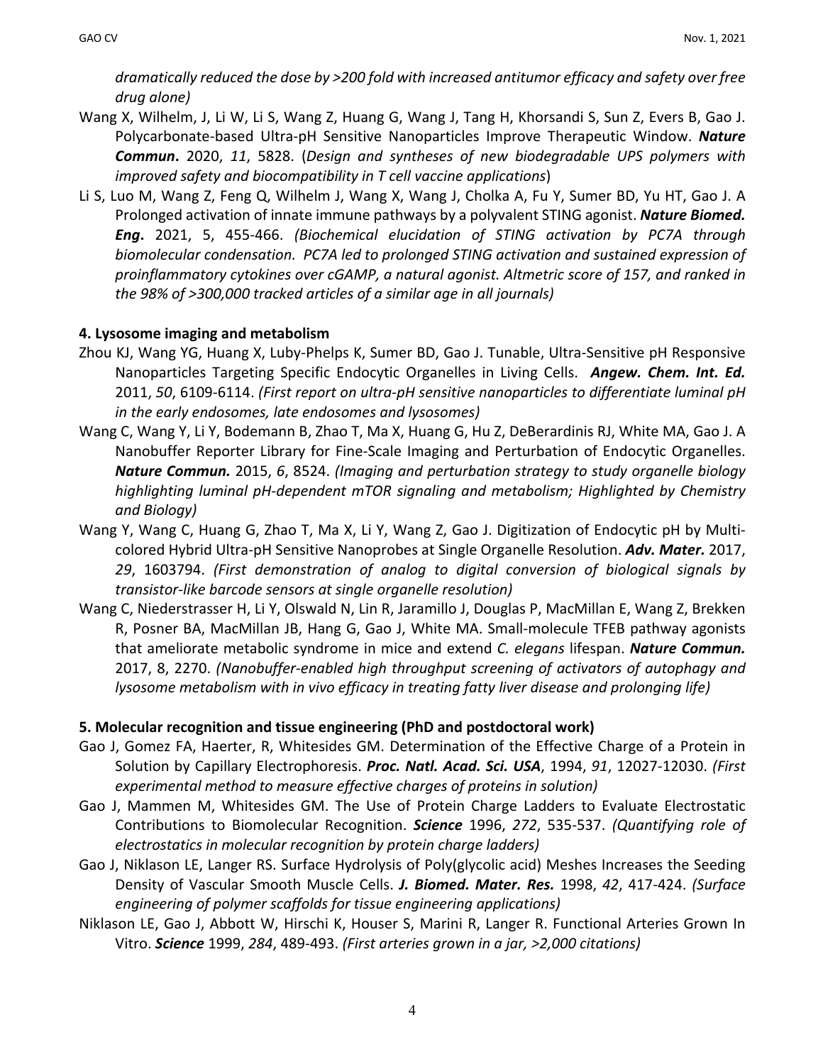*dramatically reduced the dose by >200 fold with increased antitumor efficacy and safety over free drug alone)*

Wang X, Wilhelm, J, Li W, Li S, Wang Z, Huang G, Wang J, Tang H, Khorsandi S, Sun Z, Evers B, Gao J. Polycarbonate-based Ultra-pH Sensitive Nanoparticles Improve Therapeutic Window. ***Nature Commun*.** 2020, *11*, 5828. (*Design and syntheses of new biodegradable UPS polymers with improved safety and biocompatibility in T cell vaccine applications*)

Li S, Luo M, Wang Z, Feng Q, Wilhelm J, Wang X, Wang J, Cholka A, Fu Y, Sumer BD, Yu HT, Gao J. A Prolonged activation of innate immune pathways by a polyvalent STING agonist. ***Nature Biomed. Eng*.** 2021, 5, 455-466. *(Biochemical elucidation of STING activation by PC7A through biomolecular condensation. PC7A led to prolonged STING activation and sustained expression of proinflammatory cytokines over cGAMP, a natural agonist. Altmetric score of 157, and ranked in the 98% of >300,000 tracked articles of a similar age in all journals)*

**4. Lysosome imaging and metabolism**

Zhou KJ, Wang YG, Huang X, Luby-Phelps K, Sumer BD, Gao J. Tunable, Ultra-Sensitive pH Responsive Nanoparticles Targeting Specific Endocytic Organelles in Living Cells. ***Angew. Chem. Int. Ed.*** 2011, *50*, 6109-6114. *(First report on ultra-pH sensitive nanoparticles to differentiate luminal pH in the early endosomes, late endosomes and lysosomes)*

Wang C, Wang Y, Li Y, Bodemann B, Zhao T, Ma X, Huang G, Hu Z, DeBerardinis RJ, White MA, Gao J. A Nanobuffer Reporter Library for Fine-Scale Imaging and Perturbation of Endocytic Organelles. ***Nature Commun.*** 2015, *6*, 8524. *(Imaging and perturbation strategy to study organelle biology highlighting luminal pH-dependent mTOR signaling and metabolism; Highlighted by Chemistry and Biology)*

Wang Y, Wang C, Huang G, Zhao T, Ma X, Li Y, Wang Z, Gao J. Digitization of Endocytic pH by Multi-colored Hybrid Ultra-pH Sensitive Nanoprobes at Single Organelle Resolution. ***Adv. Mater.*** 2017, *29*, 1603794. *(First demonstration of analog to digital conversion of biological signals by transistor-like barcode sensors at single organelle resolution)*

Wang C, Niederstrasser H, Li Y, Olswald N, Lin R, Jaramillo J, Douglas P, MacMillan E, Wang Z, Brekken R, Posner BA, MacMillan JB, Hang G, Gao J, White MA. Small-molecule TFEB pathway agonists that ameliorate metabolic syndrome in mice and extend *C. elegans* lifespan. ***Nature Commun.*** 2017, 8, 2270. *(Nanobuffer-enabled high throughput screening of activators of autophagy and lysosome metabolism with in vivo efficacy in treating fatty liver disease and prolonging life)*

**5. Molecular recognition and tissue engineering (PhD and postdoctoral work)**

Gao J, Gomez FA, Haerter, R, Whitesides GM. Determination of the Effective Charge of a Protein in Solution by Capillary Electrophoresis. ***Proc. Natl. Acad. Sci. USA***, 1994, *91*, 12027-12030. *(First experimental method to measure effective charges of proteins in solution)*

Gao J, Mammen M, Whitesides GM. The Use of Protein Charge Ladders to Evaluate Electrostatic Contributions to Biomolecular Recognition. ***Science*** 1996, *272*, 535-537. *(Quantifying role of electrostatics in molecular recognition by protein charge ladders)*

Gao J, Niklason LE, Langer RS. Surface Hydrolysis of Poly(glycolic acid) Meshes Increases the Seeding Density of Vascular Smooth Muscle Cells. ***J. Biomed. Mater. Res.*** 1998, *42*, 417-424. *(Surface engineering of polymer scaffolds for tissue engineering applications)*

Niklason LE, Gao J, Abbott W, Hirschi K, Houser S, Marini R, Langer R. Functional Arteries Grown In Vitro. ***Science*** 1999, *284*, 489-493. *(First arteries grown in a jar, >2,000 citations)*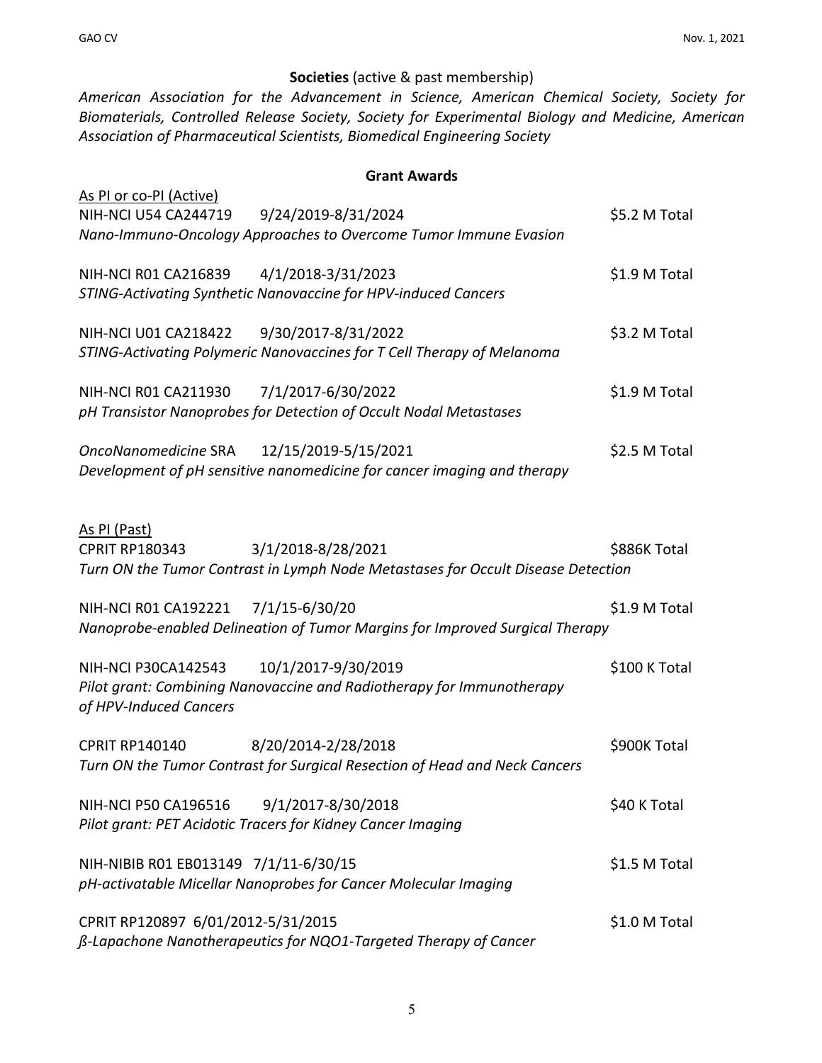**Societies** (active & past membership)

*American Association for the Advancement in Science, American Chemical Society, Society for Biomaterials, Controlled Release Society, Society for Experimental Biology and Medicine, American Association of Pharmaceutical Scientists, Biomedical Engineering Society*

## Grant Awards

As PI or co-PI (Active)

NIH-NCI U54 CA244719 9/24/2019-8/31/2024 — $5.2 M Total
*Nano-Immuno-Oncology Approaches to Overcome Tumor Immune Evasion*

NIH-NCI R01 CA216839 4/1/2018-3/31/2023 — $1.9 M Total
*STING-Activating Synthetic Nanovaccine for HPV-induced Cancers*

NIH-NCI U01 CA218422 9/30/2017-8/31/2022 — $3.2 M Total
*STING-Activating Polymeric Nanovaccines for T Cell Therapy of Melanoma*

NIH-NCI R01 CA211930 7/1/2017-6/30/2022 — $1.9 M Total
*pH Transistor Nanoprobes for Detection of Occult Nodal Metastases*

*OncoNanomedicine* SRA 12/15/2019-5/15/2021 — $2.5 M Total
*Development of pH sensitive nanomedicine for cancer imaging and therapy*

As PI (Past)

CPRIT RP180343 3/1/2018-8/28/2021 — $886K Total
*Turn ON the Tumor Contrast in Lymph Node Metastases for Occult Disease Detection*

NIH-NCI R01 CA192221 7/1/15-6/30/20 — $1.9 M Total
*Nanoprobe-enabled Delineation of Tumor Margins for Improved Surgical Therapy*

NIH-NCI P30CA142543 10/1/2017-9/30/2019 — $100 K Total
*Pilot grant: Combining Nanovaccine and Radiotherapy for Immunotherapy of HPV-Induced Cancers*

CPRIT RP140140 8/20/2014-2/28/2018 — $900K Total
*Turn ON the Tumor Contrast for Surgical Resection of Head and Neck Cancers*

NIH-NCI P50 CA196516 9/1/2017-8/30/2018 — $40 K Total
*Pilot grant: PET Acidotic Tracers for Kidney Cancer Imaging*

NIH-NIBIB R01 EB013149 7/1/11-6/30/15 — $1.5 M Total
*pH-activatable Micellar Nanoprobes for Cancer Molecular Imaging*

CPRIT RP120897 6/01/2012-5/31/2015 — $1.0 M Total
*ß-Lapachone Nanotherapeutics for NQO1-Targeted Therapy of Cancer*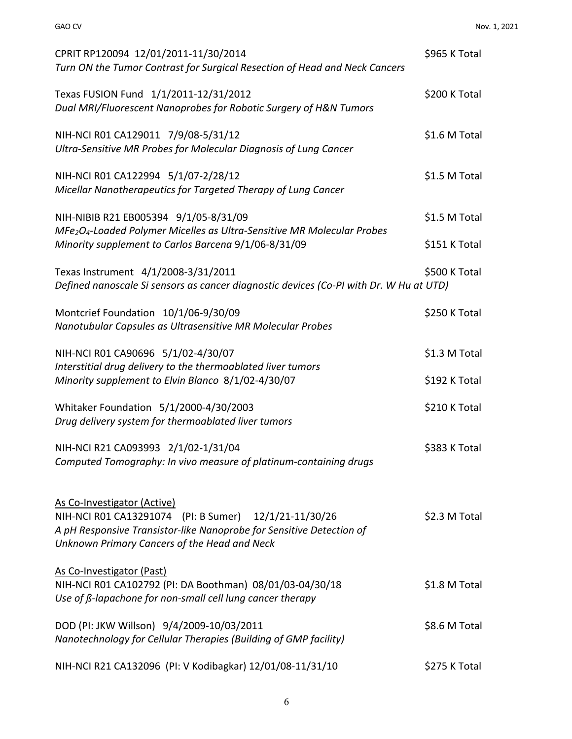CPRIT RP120094 12/01/2011-11/30/2014 $965 K Total
*Turn ON the Tumor Contrast for Surgical Resection of Head and Neck Cancers*

Texas FUSION Fund 1/1/2011-12/31/2012 $200 K Total
*Dual MRI/Fluorescent Nanoprobes for Robotic Surgery of H&N Tumors*

NIH-NCI R01 CA129011 7/9/08-5/31/12 $1.6 M Total
*Ultra-Sensitive MR Probes for Molecular Diagnosis of Lung Cancer*

NIH-NCI R01 CA122994 5/1/07-2/28/12 $1.5 M Total
*Micellar Nanotherapeutics for Targeted Therapy of Lung Cancer*

NIH-NIBIB R21 EB005394 9/1/05-8/31/09 $1.5 M Total
*$MFe_2O_4$-Loaded Polymer Micelles as Ultra-Sensitive MR Molecular Probes*
*Minority supplement to Carlos Barcena* 9/1/06-8/31/09 $151 K Total

Texas Instrument 4/1/2008-3/31/2011 $500 K Total
*Defined nanoscale Si sensors as cancer diagnostic devices (Co-PI with Dr. W Hu at UTD)*

Montcrief Foundation 10/1/06-9/30/09 $250 K Total
*Nanotubular Capsules as Ultrasensitive MR Molecular Probes*

NIH-NCI R01 CA90696 5/1/02-4/30/07 $1.3 M Total
*Interstitial drug delivery to the thermoablated liver tumors*
*Minority supplement to Elvin Blanco* 8/1/02-4/30/07 $192 K Total

Whitaker Foundation 5/1/2000-4/30/2003 $210 K Total
*Drug delivery system for thermoablated liver tumors*

NIH-NCI R21 CA093993 2/1/02-1/31/04 $383 K Total
*Computed Tomography: In vivo measure of platinum-containing drugs*

As Co-Investigator (Active)

NIH-NCI R01 CA13291074 (PI: B Sumer) 12/1/21-11/30/26 $2.3 M Total
*A pH Responsive Transistor-like Nanoprobe for Sensitive Detection of Unknown Primary Cancers of the Head and Neck*

As Co-Investigator (Past)

NIH-NCI R01 CA102792 (PI: DA Boothman) 08/01/03-04/30/18 $1.8 M Total
*Use of ß-lapachone for non-small cell lung cancer therapy*

DOD (PI: JKW Willson) 9/4/2009-10/03/2011 $8.6 M Total
*Nanotechnology for Cellular Therapies (Building of GMP facility)*

NIH-NCI R21 CA132096 (PI: V Kodibagkar) 12/01/08-11/31/10 $275 K Total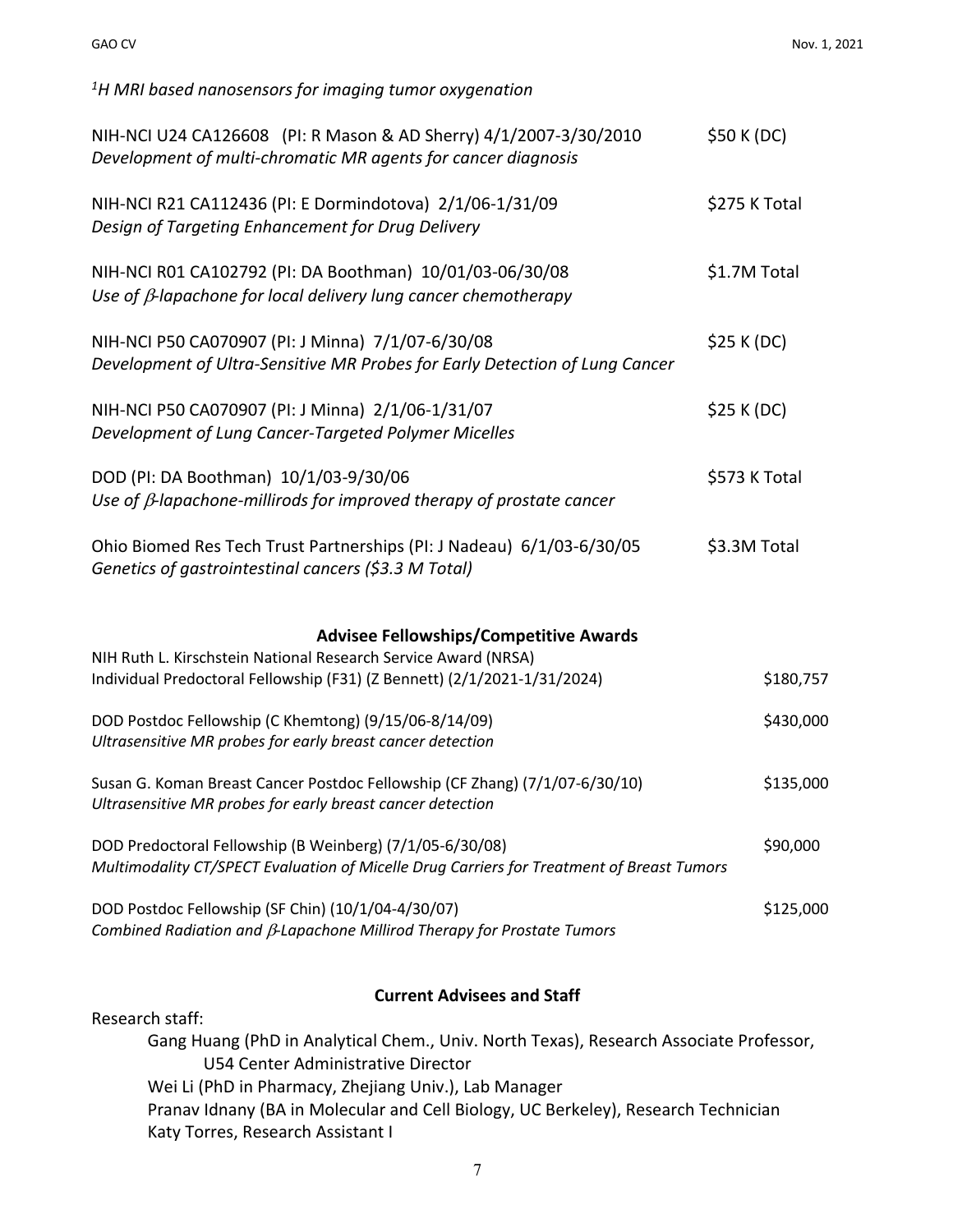*[1]H MRI based nanosensors for imaging tumor oxygenation*

NIH-NCI U24 CA126608 (PI: R Mason & AD Sherry) 4/1/2007-3/30/2010 — $50 K (DC)
*Development of multi-chromatic MR agents for cancer diagnosis*

NIH-NCI R21 CA112436 (PI: E Dormindotova) 2/1/06-1/31/09 — $275 K Total
*Design of Targeting Enhancement for Drug Delivery*

NIH-NCI R01 CA102792 (PI: DA Boothman) 10/01/03-06/30/08 — $1.7M Total
*Use of β-lapachone for local delivery lung cancer chemotherapy*

NIH-NCI P50 CA070907 (PI: J Minna) 7/1/07-6/30/08 — $25 K (DC)
*Development of Ultra-Sensitive MR Probes for Early Detection of Lung Cancer*

NIH-NCI P50 CA070907 (PI: J Minna) 2/1/06-1/31/07 — $25 K (DC)
*Development of Lung Cancer-Targeted Polymer Micelles*

DOD (PI: DA Boothman) 10/1/03-9/30/06 — $573 K Total
*Use of β-lapachone-millirods for improved therapy of prostate cancer*

Ohio Biomed Res Tech Trust Partnerships (PI: J Nadeau) 6/1/03-6/30/05 — $3.3M Total
*Genetics of gastrointestinal cancers ($3.3 M Total)*

## Advisee Fellowships/Competitive Awards

NIH Ruth L. Kirschstein National Research Service Award (NRSA)
Individual Predoctoral Fellowship (F31) (Z Bennett) (2/1/2021-1/31/2024) — $180,757

DOD Postdoc Fellowship (C Khemtong) (9/15/06-8/14/09) — $430,000
*Ultrasensitive MR probes for early breast cancer detection*

Susan G. Koman Breast Cancer Postdoc Fellowship (CF Zhang) (7/1/07-6/30/10) — $135,000
*Ultrasensitive MR probes for early breast cancer detection*

DOD Predoctoral Fellowship (B Weinberg) (7/1/05-6/30/08) — $90,000
*Multimodality CT/SPECT Evaluation of Micelle Drug Carriers for Treatment of Breast Tumors*

DOD Postdoc Fellowship (SF Chin) (10/1/04-4/30/07) — $125,000
*Combined Radiation and β-Lapachone Millirod Therapy for Prostate Tumors*

## Current Advisees and Staff

Research staff:

- Gang Huang (PhD in Analytical Chem., Univ. North Texas), Research Associate Professor, U54 Center Administrative Director
- Wei Li (PhD in Pharmacy, Zhejiang Univ.), Lab Manager
- Pranav Idnany (BA in Molecular and Cell Biology, UC Berkeley), Research Technician
- Katy Torres, Research Assistant I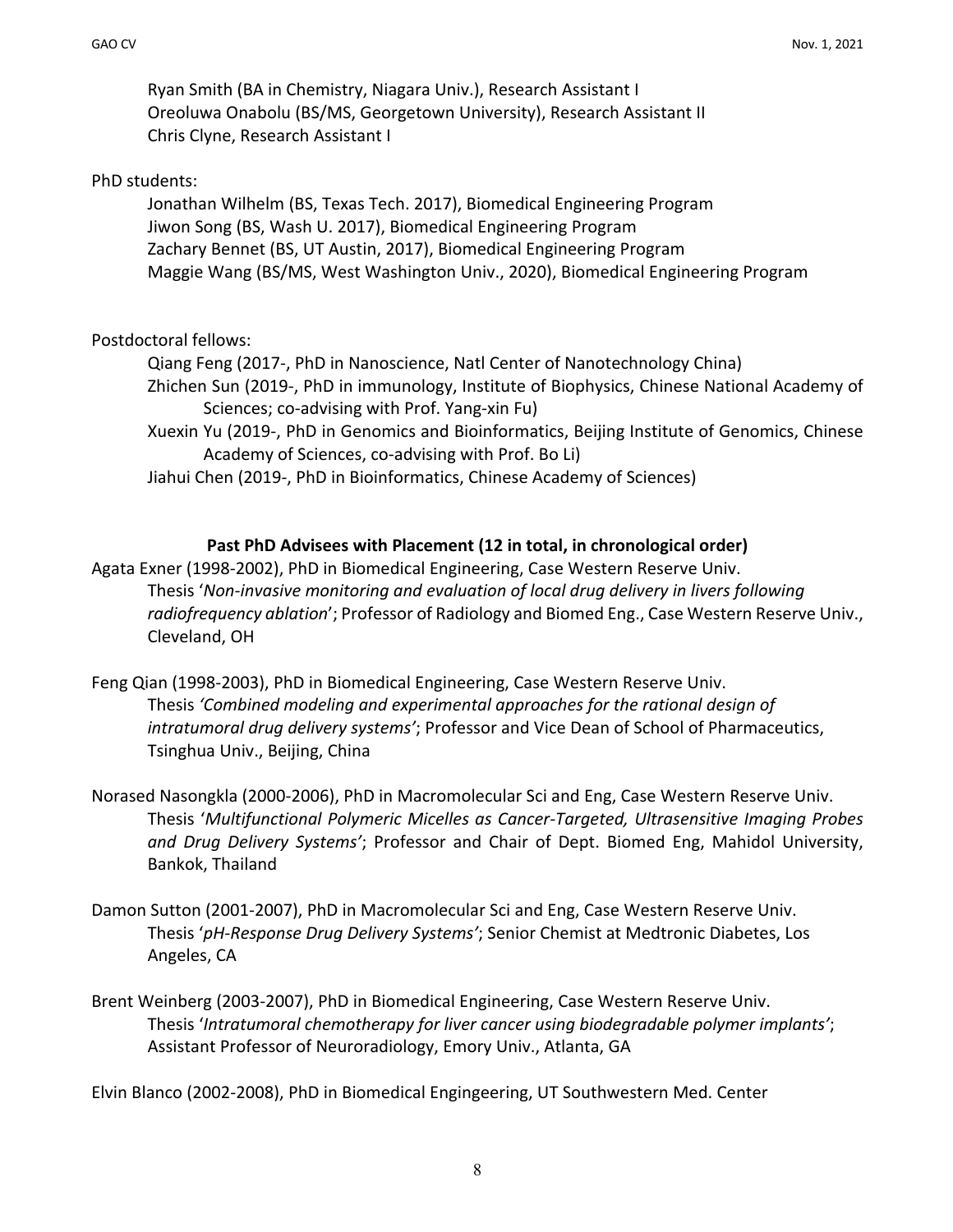Ryan Smith (BA in Chemistry, Niagara Univ.), Research Assistant I
Oreoluwa Onabolu (BS/MS, Georgetown University), Research Assistant II
Chris Clyne, Research Assistant I

PhD students:

Jonathan Wilhelm (BS, Texas Tech. 2017), Biomedical Engineering Program
Jiwon Song (BS, Wash U. 2017), Biomedical Engineering Program
Zachary Bennet (BS, UT Austin, 2017), Biomedical Engineering Program
Maggie Wang (BS/MS, West Washington Univ., 2020), Biomedical Engineering Program

Postdoctoral fellows:

Qiang Feng (2017-, PhD in Nanoscience, Natl Center of Nanotechnology China)
Zhichen Sun (2019-, PhD in immunology, Institute of Biophysics, Chinese National Academy of Sciences; co-advising with Prof. Yang-xin Fu)
Xuexin Yu (2019-, PhD in Genomics and Bioinformatics, Beijing Institute of Genomics, Chinese Academy of Sciences, co-advising with Prof. Bo Li)
Jiahui Chen (2019-, PhD in Bioinformatics, Chinese Academy of Sciences)

**Past PhD Advisees with Placement (12 in total, in chronological order)**

Agata Exner (1998-2002), PhD in Biomedical Engineering, Case Western Reserve Univ.
Thesis '*Non-invasive monitoring and evaluation of local drug delivery in livers following radiofrequency ablation*'; Professor of Radiology and Biomed Eng., Case Western Reserve Univ., Cleveland, OH

Feng Qian (1998-2003), PhD in Biomedical Engineering, Case Western Reserve Univ.
Thesis *'Combined modeling and experimental approaches for the rational design of intratumoral drug delivery systems'*; Professor and Vice Dean of School of Pharmaceutics, Tsinghua Univ., Beijing, China

Norased Nasongkla (2000-2006), PhD in Macromolecular Sci and Eng, Case Western Reserve Univ.
Thesis '*Multifunctional Polymeric Micelles as Cancer-Targeted, Ultrasensitive Imaging Probes and Drug Delivery Systems'*; Professor and Chair of Dept. Biomed Eng, Mahidol University, Bankok, Thailand

Damon Sutton (2001-2007), PhD in Macromolecular Sci and Eng, Case Western Reserve Univ.
Thesis '*pH-Response Drug Delivery Systems'*; Senior Chemist at Medtronic Diabetes, Los Angeles, CA

Brent Weinberg (2003-2007), PhD in Biomedical Engineering, Case Western Reserve Univ.
Thesis '*Intratumoral chemotherapy for liver cancer using biodegradable polymer implants'*; Assistant Professor of Neuroradiology, Emory Univ., Atlanta, GA

Elvin Blanco (2002-2008), PhD in Biomedical Engingeering, UT Southwestern Med. Center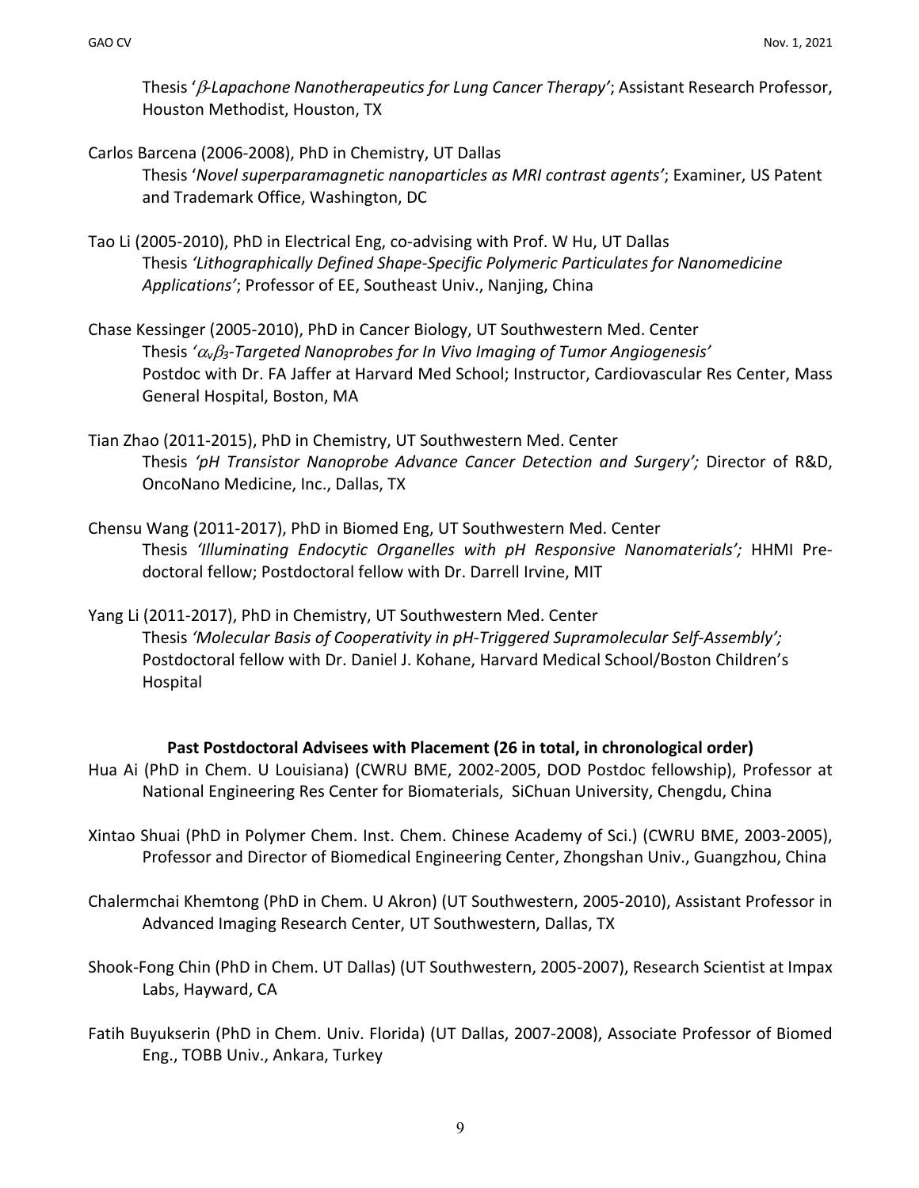Thesis '*$\beta$-Lapachone Nanotherapeutics for Lung Cancer Therapy*'; Assistant Research Professor, Houston Methodist, Houston, TX

Carlos Barcena (2006-2008), PhD in Chemistry, UT Dallas
Thesis '*Novel superparamagnetic nanoparticles as MRI contrast agents*'; Examiner, US Patent and Trademark Office, Washington, DC

Tao Li (2005-2010), PhD in Electrical Eng, co-advising with Prof. W Hu, UT Dallas
Thesis *'Lithographically Defined Shape-Specific Polymeric Particulates for Nanomedicine Applications'*; Professor of EE, Southeast Univ., Nanjing, China

Chase Kessinger (2005-2010), PhD in Cancer Biology, UT Southwestern Med. Center
Thesis '*$\alpha_v\beta_3$-Targeted Nanoprobes for In Vivo Imaging of Tumor Angiogenesis*'
Postdoc with Dr. FA Jaffer at Harvard Med School; Instructor, Cardiovascular Res Center, Mass General Hospital, Boston, MA

Tian Zhao (2011-2015), PhD in Chemistry, UT Southwestern Med. Center
Thesis *'pH Transistor Nanoprobe Advance Cancer Detection and Surgery';* Director of R&D, OncoNano Medicine, Inc., Dallas, TX

Chensu Wang (2011-2017), PhD in Biomed Eng, UT Southwestern Med. Center
Thesis *'Illuminating Endocytic Organelles with pH Responsive Nanomaterials';* HHMI Pre-doctoral fellow; Postdoctoral fellow with Dr. Darrell Irvine, MIT

Yang Li (2011-2017), PhD in Chemistry, UT Southwestern Med. Center
Thesis *'Molecular Basis of Cooperativity in pH-Triggered Supramolecular Self-Assembly';* Postdoctoral fellow with Dr. Daniel J. Kohane, Harvard Medical School/Boston Children's Hospital

**Past Postdoctoral Advisees with Placement (26 in total, in chronological order)**

Hua Ai (PhD in Chem. U Louisiana) (CWRU BME, 2002-2005, DOD Postdoc fellowship), Professor at National Engineering Res Center for Biomaterials, SiChuan University, Chengdu, China

Xintao Shuai (PhD in Polymer Chem. Inst. Chem. Chinese Academy of Sci.) (CWRU BME, 2003-2005), Professor and Director of Biomedical Engineering Center, Zhongshan Univ., Guangzhou, China

Chalermchai Khemtong (PhD in Chem. U Akron) (UT Southwestern, 2005-2010), Assistant Professor in Advanced Imaging Research Center, UT Southwestern, Dallas, TX

Shook-Fong Chin (PhD in Chem. UT Dallas) (UT Southwestern, 2005-2007), Research Scientist at Impax Labs, Hayward, CA

Fatih Buyukserin (PhD in Chem. Univ. Florida) (UT Dallas, 2007-2008), Associate Professor of Biomed Eng., TOBB Univ., Ankara, Turkey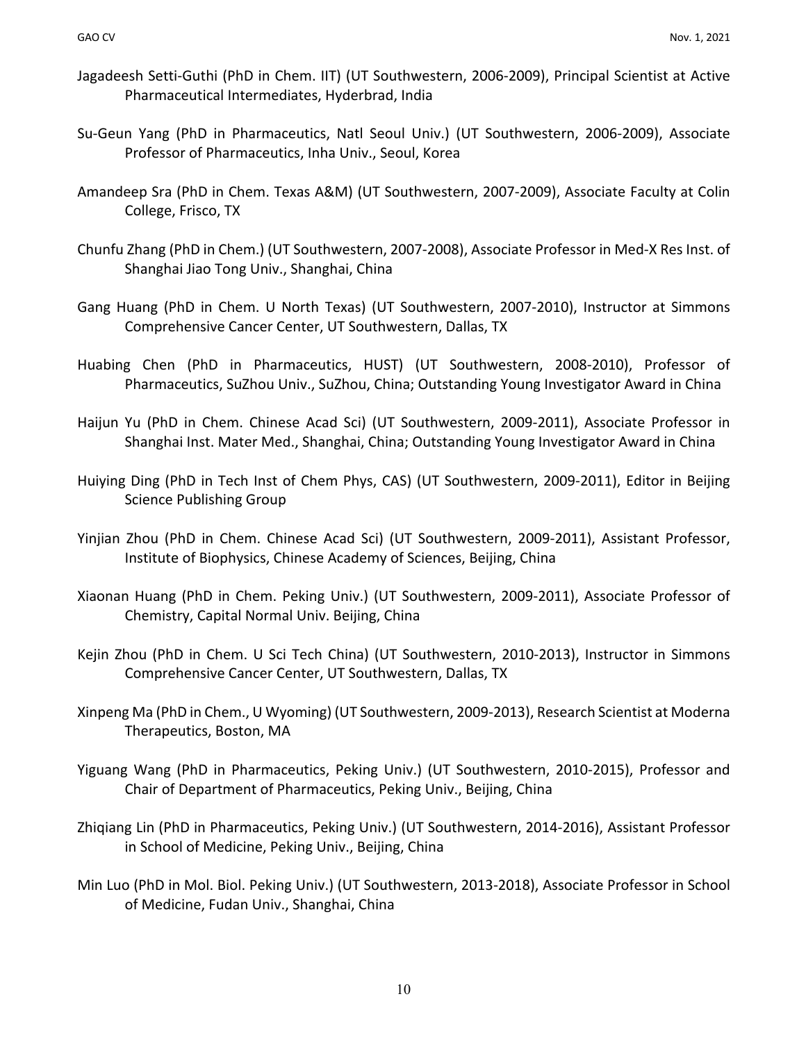Jagadeesh Setti-Guthi (PhD in Chem. IIT) (UT Southwestern, 2006-2009), Principal Scientist at Active Pharmaceutical Intermediates, Hyderbrad, India

Su-Geun Yang (PhD in Pharmaceutics, Natl Seoul Univ.) (UT Southwestern, 2006-2009), Associate Professor of Pharmaceutics, Inha Univ., Seoul, Korea

Amandeep Sra (PhD in Chem. Texas A&M) (UT Southwestern, 2007-2009), Associate Faculty at Colin College, Frisco, TX

Chunfu Zhang (PhD in Chem.) (UT Southwestern, 2007-2008), Associate Professor in Med-X Res Inst. of Shanghai Jiao Tong Univ., Shanghai, China

Gang Huang (PhD in Chem. U North Texas) (UT Southwestern, 2007-2010), Instructor at Simmons Comprehensive Cancer Center, UT Southwestern, Dallas, TX

Huabing Chen (PhD in Pharmaceutics, HUST) (UT Southwestern, 2008-2010), Professor of Pharmaceutics, SuZhou Univ., SuZhou, China; Outstanding Young Investigator Award in China

Haijun Yu (PhD in Chem. Chinese Acad Sci) (UT Southwestern, 2009-2011), Associate Professor in Shanghai Inst. Mater Med., Shanghai, China; Outstanding Young Investigator Award in China

Huiying Ding (PhD in Tech Inst of Chem Phys, CAS) (UT Southwestern, 2009-2011), Editor in Beijing Science Publishing Group

Yinjian Zhou (PhD in Chem. Chinese Acad Sci) (UT Southwestern, 2009-2011), Assistant Professor, Institute of Biophysics, Chinese Academy of Sciences, Beijing, China

Xiaonan Huang (PhD in Chem. Peking Univ.) (UT Southwestern, 2009-2011), Associate Professor of Chemistry, Capital Normal Univ. Beijing, China

Kejin Zhou (PhD in Chem. U Sci Tech China) (UT Southwestern, 2010-2013), Instructor in Simmons Comprehensive Cancer Center, UT Southwestern, Dallas, TX

Xinpeng Ma (PhD in Chem., U Wyoming) (UT Southwestern, 2009-2013), Research Scientist at Moderna Therapeutics, Boston, MA

Yiguang Wang (PhD in Pharmaceutics, Peking Univ.) (UT Southwestern, 2010-2015), Professor and Chair of Department of Pharmaceutics, Peking Univ., Beijing, China

Zhiqiang Lin (PhD in Pharmaceutics, Peking Univ.) (UT Southwestern, 2014-2016), Assistant Professor in School of Medicine, Peking Univ., Beijing, China

Min Luo (PhD in Mol. Biol. Peking Univ.) (UT Southwestern, 2013-2018), Associate Professor in School of Medicine, Fudan Univ., Shanghai, China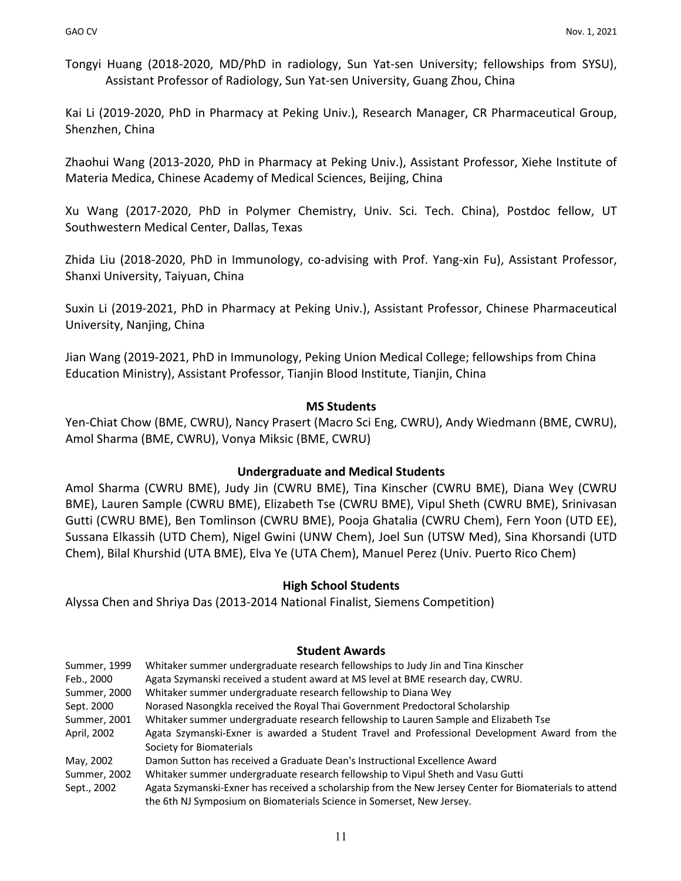Tongyi Huang (2018-2020, MD/PhD in radiology, Sun Yat-sen University; fellowships from SYSU), Assistant Professor of Radiology, Sun Yat-sen University, Guang Zhou, China

Kai Li (2019-2020, PhD in Pharmacy at Peking Univ.), Research Manager, CR Pharmaceutical Group, Shenzhen, China

Zhaohui Wang (2013-2020, PhD in Pharmacy at Peking Univ.), Assistant Professor, Xiehe Institute of Materia Medica, Chinese Academy of Medical Sciences, Beijing, China

Xu Wang (2017-2020, PhD in Polymer Chemistry, Univ. Sci. Tech. China), Postdoc fellow, UT Southwestern Medical Center, Dallas, Texas

Zhida Liu (2018-2020, PhD in Immunology, co-advising with Prof. Yang-xin Fu), Assistant Professor, Shanxi University, Taiyuan, China

Suxin Li (2019-2021, PhD in Pharmacy at Peking Univ.), Assistant Professor, Chinese Pharmaceutical University, Nanjing, China

Jian Wang (2019-2021, PhD in Immunology, Peking Union Medical College; fellowships from China Education Ministry), Assistant Professor, Tianjin Blood Institute, Tianjin, China

### MS Students

Yen-Chiat Chow (BME, CWRU), Nancy Prasert (Macro Sci Eng, CWRU), Andy Wiedmann (BME, CWRU), Amol Sharma (BME, CWRU), Vonya Miksic (BME, CWRU)

### Undergraduate and Medical Students

Amol Sharma (CWRU BME), Judy Jin (CWRU BME), Tina Kinscher (CWRU BME), Diana Wey (CWRU BME), Lauren Sample (CWRU BME), Elizabeth Tse (CWRU BME), Vipul Sheth (CWRU BME), Srinivasan Gutti (CWRU BME), Ben Tomlinson (CWRU BME), Pooja Ghatalia (CWRU Chem), Fern Yoon (UTD EE), Sussana Elkassih (UTD Chem), Nigel Gwini (UNW Chem), Joel Sun (UTSW Med), Sina Khorsandi (UTD Chem), Bilal Khurshid (UTA BME), Elva Ye (UTA Chem), Manuel Perez (Univ. Puerto Rico Chem)

### High School Students

Alyssa Chen and Shriya Das (2013-2014 National Finalist, Siemens Competition)

### Student Awards

| | |
|---|---|
| Summer, 1999 | Whitaker summer undergraduate research fellowships to Judy Jin and Tina Kinscher |
| Feb., 2000 | Agata Szymanski received a student award at MS level at BME research day, CWRU. |
| Summer, 2000 | Whitaker summer undergraduate research fellowship to Diana Wey |
| Sept. 2000 | Norased Nasongkla received the Royal Thai Government Predoctoral Scholarship |
| Summer, 2001 | Whitaker summer undergraduate research fellowship to Lauren Sample and Elizabeth Tse |
| April, 2002 | Agata Szymanski-Exner is awarded a Student Travel and Professional Development Award from the Society for Biomaterials |
| May, 2002 | Damon Sutton has received a Graduate Dean's Instructional Excellence Award |
| Summer, 2002 | Whitaker summer undergraduate research fellowship to Vipul Sheth and Vasu Gutti |
| Sept., 2002 | Agata Szymanski-Exner has received a scholarship from the New Jersey Center for Biomaterials to attend the 6th NJ Symposium on Biomaterials Science in Somerset, New Jersey. |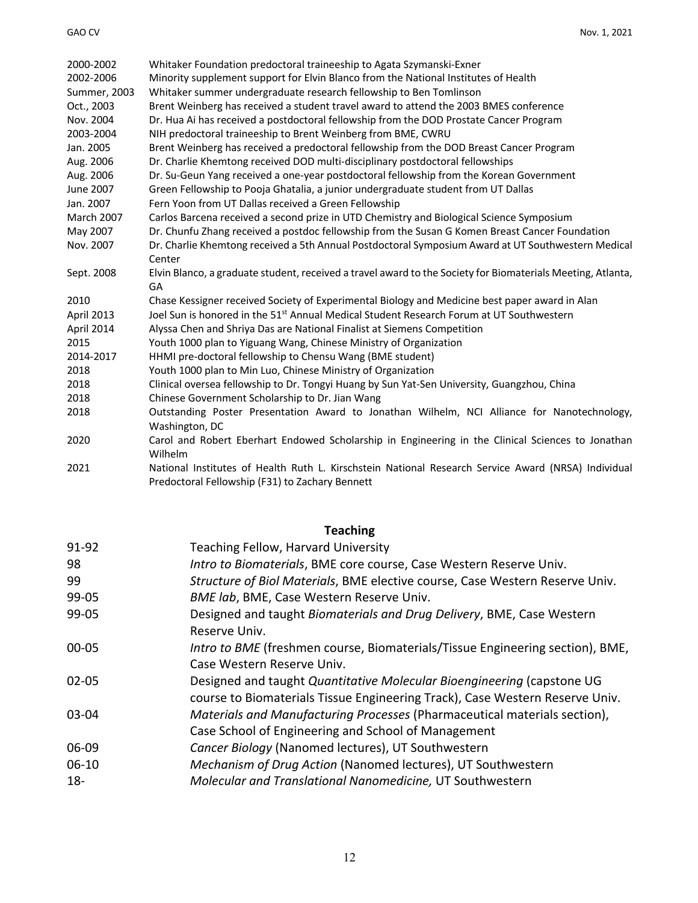| | |
|---|---|
| 2000-2002 | Whitaker Foundation predoctoral traineeship to Agata Szymanski-Exner |
| 2002-2006 | Minority supplement support for Elvin Blanco from the National Institutes of Health |
| Summer, 2003 | Whitaker summer undergraduate research fellowship to Ben Tomlinson |
| Oct., 2003 | Brent Weinberg has received a student travel award to attend the 2003 BMES conference |
| Nov. 2004 | Dr. Hua Ai has received a postdoctoral fellowship from the DOD Prostate Cancer Program |
| 2003-2004 | NIH predoctoral traineeship to Brent Weinberg from BME, CWRU |
| Jan. 2005 | Brent Weinberg has received a predoctoral fellowship from the DOD Breast Cancer Program |
| Aug. 2006 | Dr. Charlie Khemtong received DOD multi-disciplinary postdoctoral fellowships |
| Aug. 2006 | Dr. Su-Geun Yang received a one-year postdoctoral fellowship from the Korean Government |
| June 2007 | Green Fellowship to Pooja Ghatalia, a junior undergraduate student from UT Dallas |
| Jan. 2007 | Fern Yoon from UT Dallas received a Green Fellowship |
| March 2007 | Carlos Barcena received a second prize in UTD Chemistry and Biological Science Symposium |
| May 2007 | Dr. Chunfu Zhang received a postdoc fellowship from the Susan G Komen Breast Cancer Foundation |
| Nov. 2007 | Dr. Charlie Khemtong received a 5th Annual Postdoctoral Symposium Award at UT Southwestern Medical Center |
| Sept. 2008 | Elvin Blanco, a graduate student, received a travel award to the Society for Biomaterials Meeting, Atlanta, GA |
| 2010 | Chase Kessigner received Society of Experimental Biology and Medicine best paper award in Alan |
| April 2013 | Joel Sun is honored in the 51st Annual Medical Student Research Forum at UT Southwestern |
| April 2014 | Alyssa Chen and Shriya Das are National Finalist at Siemens Competition |
| 2015 | Youth 1000 plan to Yiguang Wang, Chinese Ministry of Organization |
| 2014-2017 | HHMI pre-doctoral fellowship to Chensu Wang (BME student) |
| 2018 | Youth 1000 plan to Min Luo, Chinese Ministry of Organization |
| 2018 | Clinical oversea fellowship to Dr. Tongyi Huang by Sun Yat-Sen University, Guangzhou, China |
| 2018 | Chinese Government Scholarship to Dr. Jian Wang |
| 2018 | Outstanding Poster Presentation Award to Jonathan Wilhelm, NCI Alliance for Nanotechnology, Washington, DC |
| 2020 | Carol and Robert Eberhart Endowed Scholarship in Engineering in the Clinical Sciences to Jonathan Wilhelm |
| 2021 | National Institutes of Health Ruth L. Kirschstein National Research Service Award (NRSA) Individual Predoctoral Fellowship (F31) to Zachary Bennett |

## Teaching

| | |
|---|---|
| 91-92 | Teaching Fellow, Harvard University |
| 98 | *Intro to Biomaterials*, BME core course, Case Western Reserve Univ. |
| 99 | *Structure of Biol Materials*, BME elective course, Case Western Reserve Univ. |
| 99-05 | *BME lab*, BME, Case Western Reserve Univ. |
| 99-05 | Designed and taught *Biomaterials and Drug Delivery*, BME, Case Western Reserve Univ. |
| 00-05 | *Intro to BME* (freshmen course, Biomaterials/Tissue Engineering section), BME, Case Western Reserve Univ. |
| 02-05 | Designed and taught *Quantitative Molecular Bioengineering* (capstone UG course to Biomaterials Tissue Engineering Track), Case Western Reserve Univ. |
| 03-04 | *Materials and Manufacturing Processes* (Pharmaceutical materials section), Case School of Engineering and School of Management |
| 06-09 | *Cancer Biology* (Nanomed lectures), UT Southwestern |
| 06-10 | *Mechanism of Drug Action* (Nanomed lectures), UT Southwestern |
| 18- | *Molecular and Translational Nanomedicine,* UT Southwestern |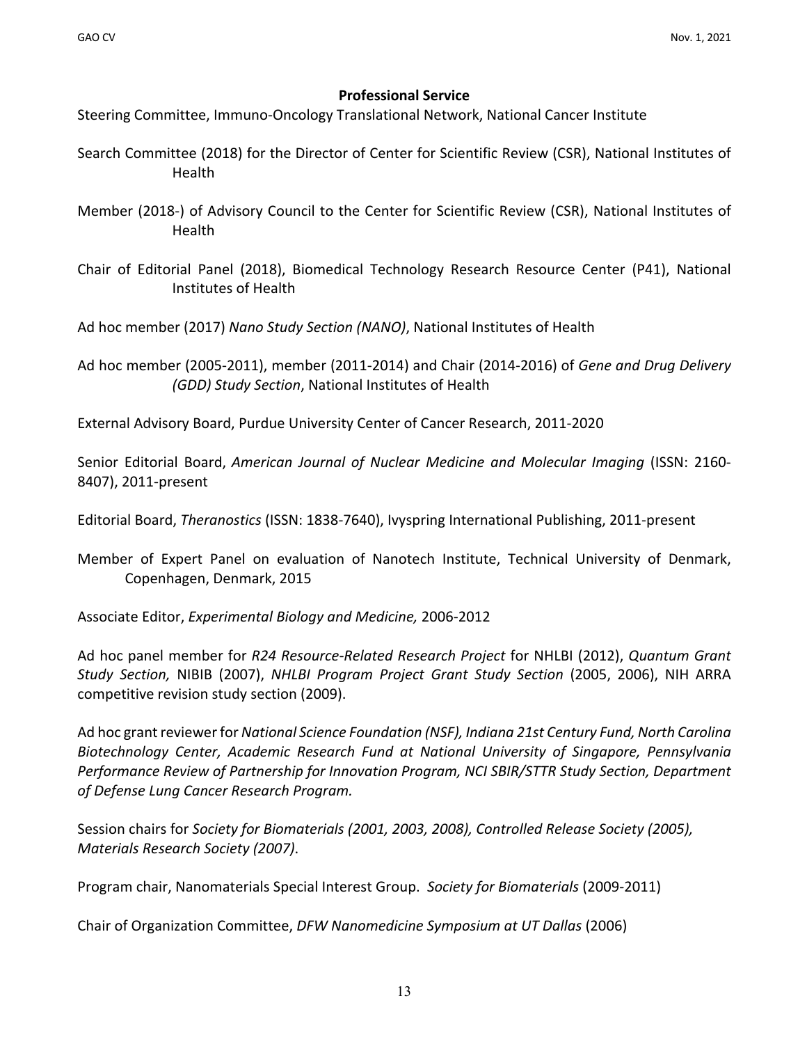**Professional Service**

Steering Committee, Immuno-Oncology Translational Network, National Cancer Institute

Search Committee (2018) for the Director of Center for Scientific Review (CSR), National Institutes of Health

Member (2018-) of Advisory Council to the Center for Scientific Review (CSR), National Institutes of Health

Chair of Editorial Panel (2018), Biomedical Technology Research Resource Center (P41), National Institutes of Health

Ad hoc member (2017) *Nano Study Section (NANO)*, National Institutes of Health

Ad hoc member (2005-2011), member (2011-2014) and Chair (2014-2016) of *Gene and Drug Delivery (GDD) Study Section*, National Institutes of Health

External Advisory Board, Purdue University Center of Cancer Research, 2011-2020

Senior Editorial Board, *American Journal of Nuclear Medicine and Molecular Imaging* (ISSN: 2160-8407), 2011-present

Editorial Board, *Theranostics* (ISSN: 1838-7640), Ivyspring International Publishing, 2011-present

Member of Expert Panel on evaluation of Nanotech Institute, Technical University of Denmark, Copenhagen, Denmark, 2015

Associate Editor, *Experimental Biology and Medicine,* 2006-2012

Ad hoc panel member for *R24 Resource-Related Research Project* for NHLBI (2012), *Quantum Grant Study Section,* NIBIB (2007), *NHLBI Program Project Grant Study Section* (2005, 2006), NIH ARRA competitive revision study section (2009).

Ad hoc grant reviewer for *National Science Foundation (NSF), Indiana 21st Century Fund, North Carolina Biotechnology Center, Academic Research Fund at National University of Singapore, Pennsylvania Performance Review of Partnership for Innovation Program, NCI SBIR/STTR Study Section, Department of Defense Lung Cancer Research Program.*

Session chairs for *Society for Biomaterials (2001, 2003, 2008), Controlled Release Society (2005), Materials Research Society (2007)*.

Program chair, Nanomaterials Special Interest Group. *Society for Biomaterials* (2009-2011)

Chair of Organization Committee, *DFW Nanomedicine Symposium at UT Dallas* (2006)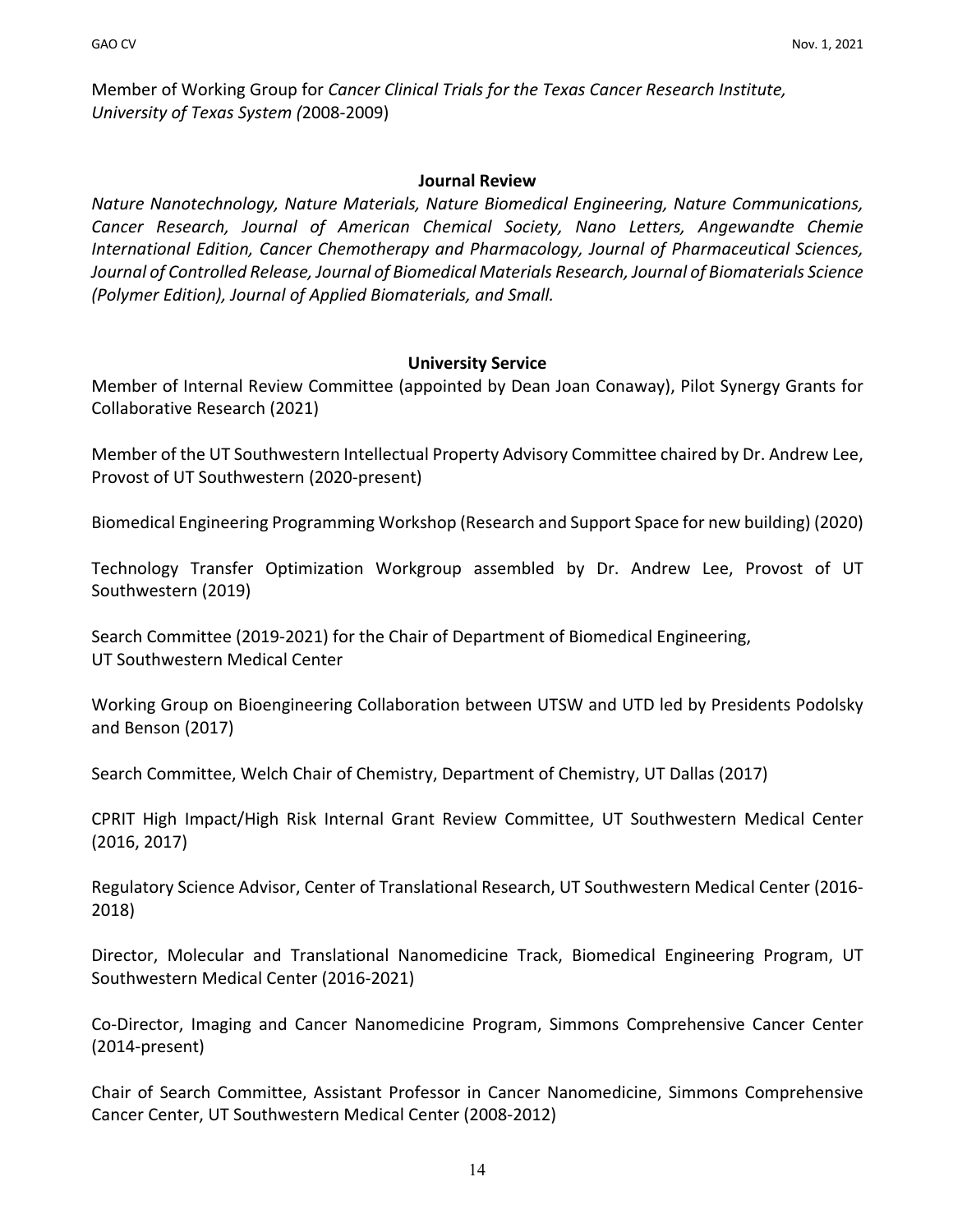Member of Working Group for *Cancer Clinical Trials for the Texas Cancer Research Institute, University of Texas System (*2008-2009)

### Journal Review

*Nature Nanotechnology, Nature Materials, Nature Biomedical Engineering, Nature Communications, Cancer Research, Journal of American Chemical Society, Nano Letters, Angewandte Chemie International Edition, Cancer Chemotherapy and Pharmacology, Journal of Pharmaceutical Sciences, Journal of Controlled Release, Journal of Biomedical Materials Research, Journal of Biomaterials Science (Polymer Edition), Journal of Applied Biomaterials, and Small.*

### University Service

Member of Internal Review Committee (appointed by Dean Joan Conaway), Pilot Synergy Grants for Collaborative Research (2021)

Member of the UT Southwestern Intellectual Property Advisory Committee chaired by Dr. Andrew Lee, Provost of UT Southwestern (2020-present)

Biomedical Engineering Programming Workshop (Research and Support Space for new building) (2020)

Technology Transfer Optimization Workgroup assembled by Dr. Andrew Lee, Provost of UT Southwestern (2019)

Search Committee (2019-2021) for the Chair of Department of Biomedical Engineering, UT Southwestern Medical Center

Working Group on Bioengineering Collaboration between UTSW and UTD led by Presidents Podolsky and Benson (2017)

Search Committee, Welch Chair of Chemistry, Department of Chemistry, UT Dallas (2017)

CPRIT High Impact/High Risk Internal Grant Review Committee, UT Southwestern Medical Center (2016, 2017)

Regulatory Science Advisor, Center of Translational Research, UT Southwestern Medical Center (2016-2018)

Director, Molecular and Translational Nanomedicine Track, Biomedical Engineering Program, UT Southwestern Medical Center (2016-2021)

Co-Director, Imaging and Cancer Nanomedicine Program, Simmons Comprehensive Cancer Center (2014-present)

Chair of Search Committee, Assistant Professor in Cancer Nanomedicine, Simmons Comprehensive Cancer Center, UT Southwestern Medical Center (2008-2012)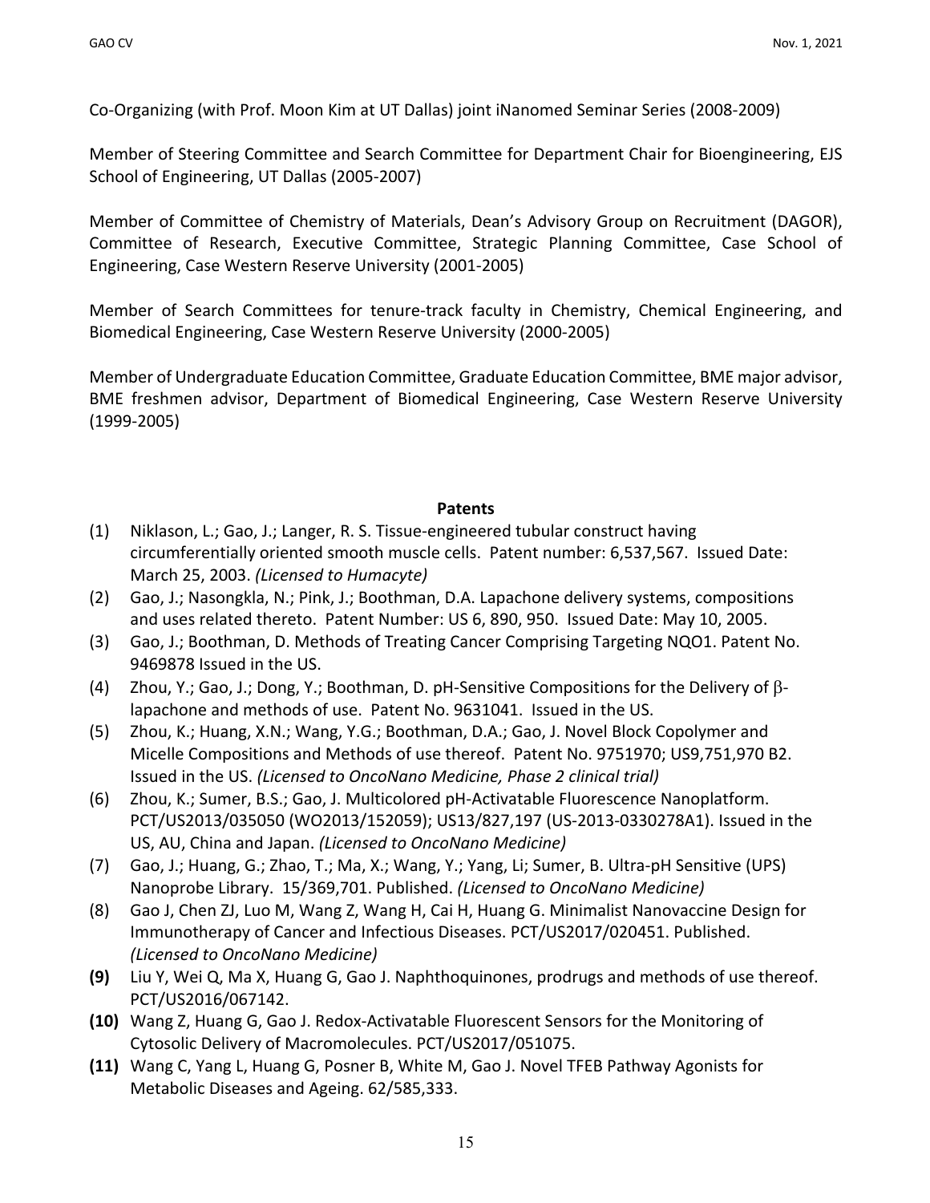Co-Organizing (with Prof. Moon Kim at UT Dallas) joint iNanomed Seminar Series (2008-2009)

Member of Steering Committee and Search Committee for Department Chair for Bioengineering, EJS School of Engineering, UT Dallas (2005-2007)

Member of Committee of Chemistry of Materials, Dean's Advisory Group on Recruitment (DAGOR), Committee of Research, Executive Committee, Strategic Planning Committee, Case School of Engineering, Case Western Reserve University (2001-2005)

Member of Search Committees for tenure-track faculty in Chemistry, Chemical Engineering, and Biomedical Engineering, Case Western Reserve University (2000-2005)

Member of Undergraduate Education Committee, Graduate Education Committee, BME major advisor, BME freshmen advisor, Department of Biomedical Engineering, Case Western Reserve University (1999-2005)

## Patents

(1) Niklason, L.; Gao, J.; Langer, R. S. Tissue-engineered tubular construct having circumferentially oriented smooth muscle cells. Patent number: 6,537,567. Issued Date: March 25, 2003. *(Licensed to Humacyte)*

(2) Gao, J.; Nasongkla, N.; Pink, J.; Boothman, D.A. Lapachone delivery systems, compositions and uses related thereto. Patent Number: US 6, 890, 950. Issued Date: May 10, 2005.

(3) Gao, J.; Boothman, D. Methods of Treating Cancer Comprising Targeting NQO1. Patent No. 9469878 Issued in the US.

(4) Zhou, Y.; Gao, J.; Dong, Y.; Boothman, D. pH-Sensitive Compositions for the Delivery of β-lapachone and methods of use. Patent No. 9631041. Issued in the US.

(5) Zhou, K.; Huang, X.N.; Wang, Y.G.; Boothman, D.A.; Gao, J. Novel Block Copolymer and Micelle Compositions and Methods of use thereof. Patent No. 9751970; US9,751,970 B2. Issued in the US. *(Licensed to OncoNano Medicine, Phase 2 clinical trial)*

(6) Zhou, K.; Sumer, B.S.; Gao, J. Multicolored pH-Activatable Fluorescence Nanoplatform. PCT/US2013/035050 (WO2013/152059); US13/827,197 (US-2013-0330278A1). Issued in the US, AU, China and Japan. *(Licensed to OncoNano Medicine)*

(7) Gao, J.; Huang, G.; Zhao, T.; Ma, X.; Wang, Y.; Yang, Li; Sumer, B. Ultra-pH Sensitive (UPS) Nanoprobe Library. 15/369,701. Published. *(Licensed to OncoNano Medicine)*

(8) Gao J, Chen ZJ, Luo M, Wang Z, Wang H, Cai H, Huang G. Minimalist Nanovaccine Design for Immunotherapy of Cancer and Infectious Diseases. PCT/US2017/020451. Published. *(Licensed to OncoNano Medicine)*

**(9)** Liu Y, Wei Q, Ma X, Huang G, Gao J. Naphthoquinones, prodrugs and methods of use thereof. PCT/US2016/067142.

**(10)** Wang Z, Huang G, Gao J. Redox-Activatable Fluorescent Sensors for the Monitoring of Cytosolic Delivery of Macromolecules. PCT/US2017/051075.

**(11)** Wang C, Yang L, Huang G, Posner B, White M, Gao J. Novel TFEB Pathway Agonists for Metabolic Diseases and Ageing. 62/585,333.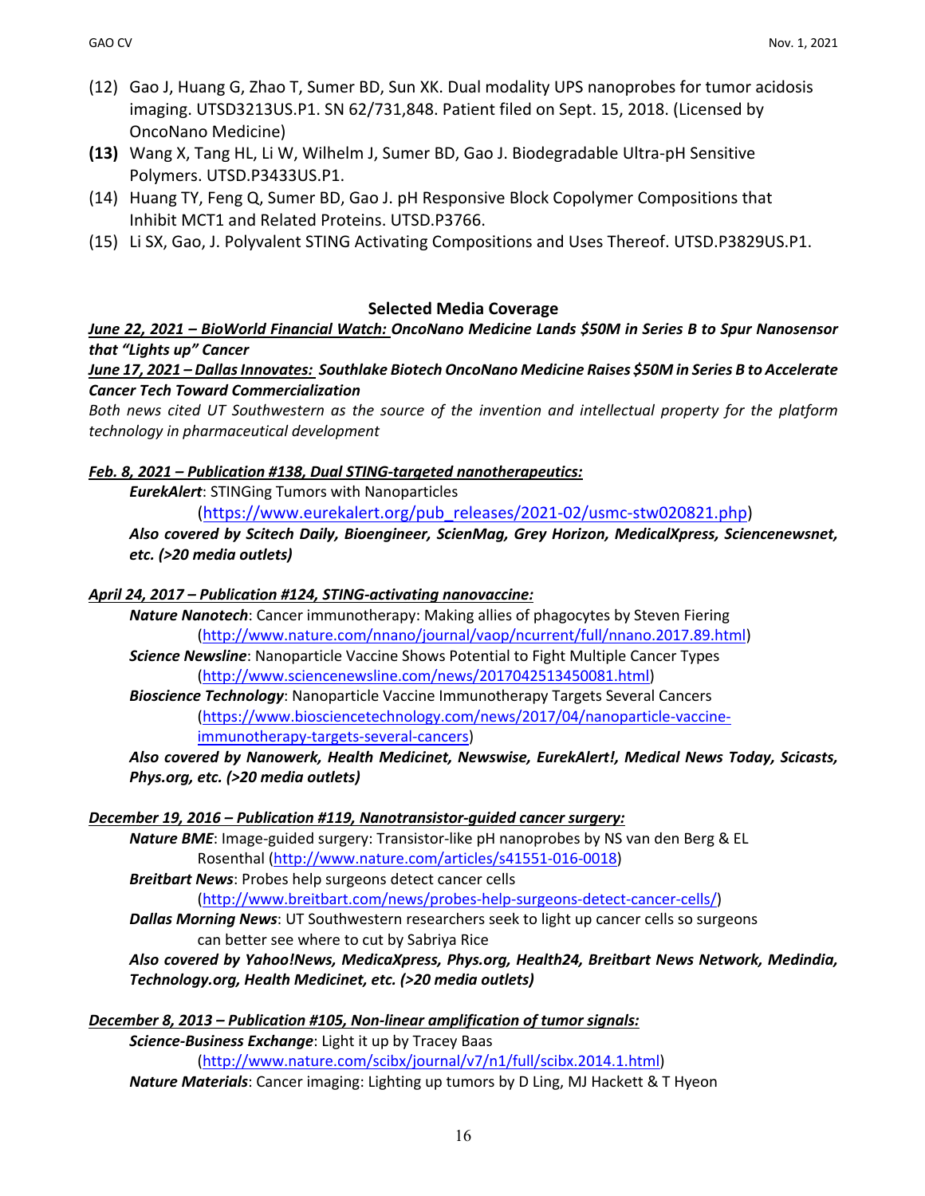(12) Gao J, Huang G, Zhao T, Sumer BD, Sun XK. Dual modality UPS nanoprobes for tumor acidosis imaging. UTSD3213US.P1. SN 62/731,848. Patient filed on Sept. 15, 2018. (Licensed by OncoNano Medicine)

**(13)** Wang X, Tang HL, Li W, Wilhelm J, Sumer BD, Gao J. Biodegradable Ultra-pH Sensitive Polymers. UTSD.P3433US.P1.

(14) Huang TY, Feng Q, Sumer BD, Gao J. pH Responsive Block Copolymer Compositions that Inhibit MCT1 and Related Proteins. UTSD.P3766.

(15) Li SX, Gao, J. Polyvalent STING Activating Compositions and Uses Thereof. UTSD.P3829US.P1.

## Selected Media Coverage

***June 22, 2021 – BioWorld Financial Watch: OncoNano Medicine Lands $50M in Series B to Spur Nanosensor that "Lights up" Cancer***

***June 17, 2021 – Dallas Innovates: Southlake Biotech OncoNano Medicine Raises $50M in Series B to Accelerate Cancer Tech Toward Commercialization***

*Both news cited UT Southwestern as the source of the invention and intellectual property for the platform technology in pharmaceutical development*

***Feb. 8, 2021 – Publication #138, Dual STING-targeted nanotherapeutics:***

***EurekAlert***: STINGing Tumors with Nanoparticles (https://www.eurekalert.org/pub_releases/2021-02/usmc-stw020821.php)

***Also covered by Scitech Daily, Bioengineer, ScienMag, Grey Horizon, MedicalXpress, Sciencenewsnet, etc. (>20 media outlets)***

***April 24, 2017 – Publication #124, STING-activating nanovaccine:***

***Nature Nanotech***: Cancer immunotherapy: Making allies of phagocytes by Steven Fiering (http://www.nature.com/nnano/journal/vaop/ncurrent/full/nnano.2017.89.html)

***Science Newsline***: Nanoparticle Vaccine Shows Potential to Fight Multiple Cancer Types (http://www.sciencenewsline.com/news/2017042513450081.html)

***Bioscience Technology***: Nanoparticle Vaccine Immunotherapy Targets Several Cancers (https://www.biosciencetechnology.com/news/2017/04/nanoparticle-vaccine-immunotherapy-targets-several-cancers)

***Also covered by Nanowerk, Health Medicinet, Newswise, EurekAlert!, Medical News Today, Scicasts, Phys.org, etc. (>20 media outlets)***

***December 19, 2016 – Publication #119, Nanotransistor-guided cancer surgery:***

***Nature BME***: Image-guided surgery: Transistor-like pH nanoprobes by NS van den Berg & EL Rosenthal (http://www.nature.com/articles/s41551-016-0018)

***Breitbart News***: Probes help surgeons detect cancer cells (http://www.breitbart.com/news/probes-help-surgeons-detect-cancer-cells/)

***Dallas Morning News***: UT Southwestern researchers seek to light up cancer cells so surgeons can better see where to cut by Sabriya Rice

***Also covered by Yahoo!News, MedicaXpress, Phys.org, Health24, Breitbart News Network, Medindia, Technology.org, Health Medicinet, etc. (>20 media outlets)***

***December 8, 2013 – Publication #105, Non-linear amplification of tumor signals:***

***Science-Business Exchange***: Light it up by Tracey Baas (http://www.nature.com/scibx/journal/v7/n1/full/scibx.2014.1.html)

***Nature Materials***: Cancer imaging: Lighting up tumors by D Ling, MJ Hackett & T Hyeon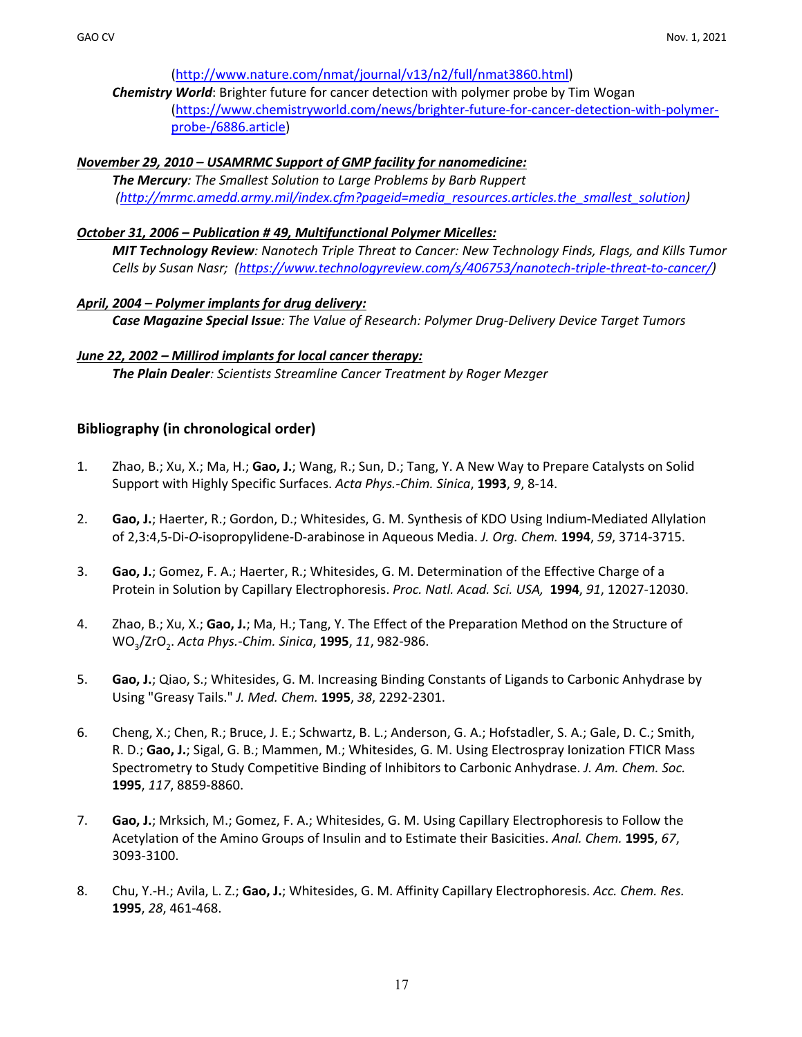(http://www.nature.com/nmat/journal/v13/n2/full/nmat3860.html)

***Chemistry World***: Brighter future for cancer detection with polymer probe by Tim Wogan (https://www.chemistryworld.com/news/brighter-future-for-cancer-detection-with-polymer-probe-/6886.article)

***November 29, 2010 – USAMRMC Support of GMP facility for nanomedicine:***

***The Mercury****: The Smallest Solution to Large Problems by Barb Ruppert (http://mrmc.amedd.army.mil/index.cfm?pageid=media_resources.articles.the_smallest_solution)*

***October 31, 2006 – Publication # 49, Multifunctional Polymer Micelles:***

***MIT Technology Review****: Nanotech Triple Threat to Cancer: New Technology Finds, Flags, and Kills Tumor Cells by Susan Nasr; (https://www.technologyreview.com/s/406753/nanotech-triple-threat-to-cancer/)*

***April, 2004 – Polymer implants for drug delivery:***

***Case Magazine Special Issue****: The Value of Research: Polymer Drug-Delivery Device Target Tumors*

***June 22, 2002 – Millirod implants for local cancer therapy:***

***The Plain Dealer****: Scientists Streamline Cancer Treatment by Roger Mezger*

## Bibliography (in chronological order)

1. Zhao, B.; Xu, X.; Ma, H.; **Gao, J.**; Wang, R.; Sun, D.; Tang, Y. A New Way to Prepare Catalysts on Solid Support with Highly Specific Surfaces. *Acta Phys.-Chim. Sinica*, **1993**, *9*, 8-14.

2. **Gao, J.**; Haerter, R.; Gordon, D.; Whitesides, G. M. Synthesis of KDO Using Indium-Mediated Allylation of 2,3:4,5-Di-*O*-isopropylidene-D-arabinose in Aqueous Media. *J. Org. Chem.* **1994**, *59*, 3714-3715.

3. **Gao, J.**; Gomez, F. A.; Haerter, R.; Whitesides, G. M. Determination of the Effective Charge of a Protein in Solution by Capillary Electrophoresis. *Proc. Natl. Acad. Sci. USA,* **1994**, *91*, 12027-12030.

4. Zhao, B.; Xu, X.; **Gao, J.**; Ma, H.; Tang, Y. The Effect of the Preparation Method on the Structure of $WO_3/ZrO_2$. *Acta Phys.-Chim. Sinica*, **1995**, *11*, 982-986.

5. **Gao, J.**; Qiao, S.; Whitesides, G. M. Increasing Binding Constants of Ligands to Carbonic Anhydrase by Using "Greasy Tails." *J. Med. Chem.* **1995**, *38*, 2292-2301.

6. Cheng, X.; Chen, R.; Bruce, J. E.; Schwartz, B. L.; Anderson, G. A.; Hofstadler, S. A.; Gale, D. C.; Smith, R. D.; **Gao, J.**; Sigal, G. B.; Mammen, M.; Whitesides, G. M. Using Electrospray Ionization FTICR Mass Spectrometry to Study Competitive Binding of Inhibitors to Carbonic Anhydrase. *J. Am. Chem. Soc.* **1995**, *117*, 8859-8860.

7. **Gao, J.**; Mrksich, M.; Gomez, F. A.; Whitesides, G. M. Using Capillary Electrophoresis to Follow the Acetylation of the Amino Groups of Insulin and to Estimate their Basicities. *Anal. Chem.* **1995**, *67*, 3093-3100.

8. Chu, Y.-H.; Avila, L. Z.; **Gao, J.**; Whitesides, G. M. Affinity Capillary Electrophoresis. *Acc. Chem. Res.* **1995**, *28*, 461-468.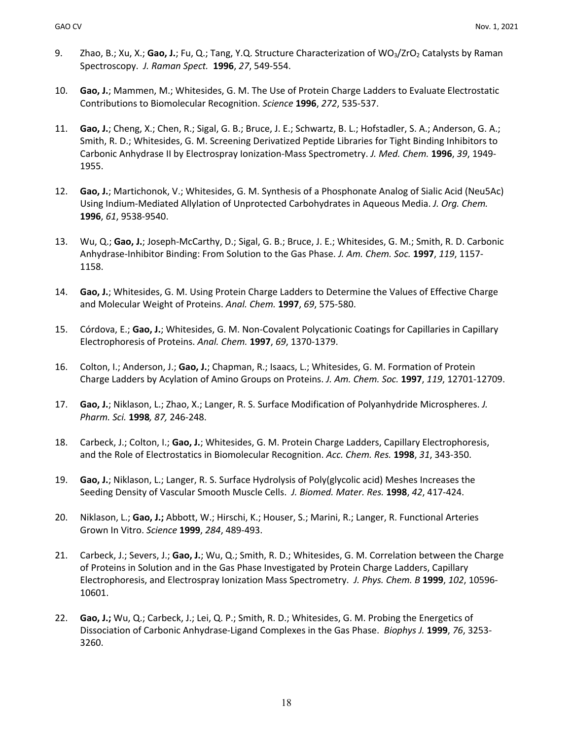9. Zhao, B.; Xu, X.; **Gao, J.**; Fu, Q.; Tang, Y.Q. Structure Characterization of $WO_3/ZrO_2$ Catalysts by Raman Spectroscopy. *J. Raman Spect.* **1996**, *27*, 549-554.

10. **Gao, J.**; Mammen, M.; Whitesides, G. M. The Use of Protein Charge Ladders to Evaluate Electrostatic Contributions to Biomolecular Recognition. *Science* **1996**, *272*, 535-537.

11. **Gao, J.**; Cheng, X.; Chen, R.; Sigal, G. B.; Bruce, J. E.; Schwartz, B. L.; Hofstadler, S. A.; Anderson, G. A.; Smith, R. D.; Whitesides, G. M. Screening Derivatized Peptide Libraries for Tight Binding Inhibitors to Carbonic Anhydrase II by Electrospray Ionization-Mass Spectrometry. *J. Med. Chem.* **1996**, *39*, 1949-1955.

12. **Gao, J.**; Martichonok, V.; Whitesides, G. M. Synthesis of a Phosphonate Analog of Sialic Acid (Neu5Ac) Using Indium-Mediated Allylation of Unprotected Carbohydrates in Aqueous Media. *J. Org. Chem.* **1996**, *61*, 9538-9540.

13. Wu, Q.; **Gao, J.**; Joseph-McCarthy, D.; Sigal, G. B.; Bruce, J. E.; Whitesides, G. M.; Smith, R. D. Carbonic Anhydrase-Inhibitor Binding: From Solution to the Gas Phase. *J. Am. Chem. Soc.* **1997**, *119*, 1157-1158.

14. **Gao, J.**; Whitesides, G. M. Using Protein Charge Ladders to Determine the Values of Effective Charge and Molecular Weight of Proteins. *Anal. Chem.* **1997**, *69*, 575-580.

15. Córdova, E.; **Gao, J.**; Whitesides, G. M. Non-Covalent Polycationic Coatings for Capillaries in Capillary Electrophoresis of Proteins. *Anal. Chem.* **1997**, *69*, 1370-1379.

16. Colton, I.; Anderson, J.; **Gao, J.**; Chapman, R.; Isaacs, L.; Whitesides, G. M. Formation of Protein Charge Ladders by Acylation of Amino Groups on Proteins. *J. Am. Chem. Soc.* **1997**, *119*, 12701-12709.

17. **Gao, J.**; Niklason, L.; Zhao, X.; Langer, R. S. Surface Modification of Polyanhydride Microspheres. *J. Pharm. Sci.* **1998***, 87,* 246-248.

18. Carbeck, J.; Colton, I.; **Gao, J.**; Whitesides, G. M. Protein Charge Ladders, Capillary Electrophoresis, and the Role of Electrostatics in Biomolecular Recognition. *Acc. Chem. Res.* **1998**, *31*, 343-350.

19. **Gao, J.**; Niklason, L.; Langer, R. S. Surface Hydrolysis of Poly(glycolic acid) Meshes Increases the Seeding Density of Vascular Smooth Muscle Cells. *J. Biomed. Mater. Res.* **1998**, *42*, 417-424.

20. Niklason, L.; **Gao, J.;** Abbott, W.; Hirschi, K.; Houser, S.; Marini, R.; Langer, R. Functional Arteries Grown In Vitro. *Science* **1999**, *284*, 489-493.

21. Carbeck, J.; Severs, J.; **Gao, J.**; Wu, Q.; Smith, R. D.; Whitesides, G. M. Correlation between the Charge of Proteins in Solution and in the Gas Phase Investigated by Protein Charge Ladders, Capillary Electrophoresis, and Electrospray Ionization Mass Spectrometry. *J. Phys. Chem. B* **1999**, *102*, 10596-10601.

22. **Gao, J.;** Wu, Q.; Carbeck, J.; Lei, Q. P.; Smith, R. D.; Whitesides, G. M. Probing the Energetics of Dissociation of Carbonic Anhydrase-Ligand Complexes in the Gas Phase. *Biophys J.* **1999**, *76*, 3253-3260.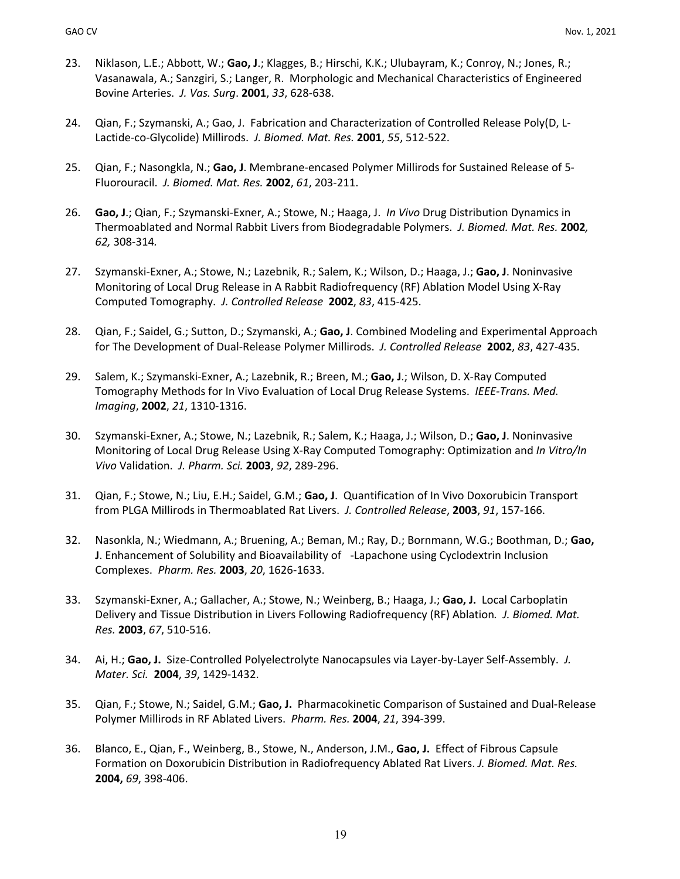23. Niklason, L.E.; Abbott, W.; **Gao, J**.; Klagges, B.; Hirschi, K.K.; Ulubayram, K.; Conroy, N.; Jones, R.; Vasanawala, A.; Sanzgiri, S.; Langer, R. Morphologic and Mechanical Characteristics of Engineered Bovine Arteries. *J. Vas. Surg*. **2001**, *33*, 628-638.

24. Qian, F.; Szymanski, A.; Gao, J. Fabrication and Characterization of Controlled Release Poly(D, L-Lactide-co-Glycolide) Millirods. *J. Biomed. Mat. Res.* **2001**, *55*, 512-522.

25. Qian, F.; Nasongkla, N.; **Gao, J**. Membrane-encased Polymer Millirods for Sustained Release of 5-Fluorouracil. *J. Biomed. Mat. Res.* **2002**, *61*, 203-211.

26. **Gao, J**.; Qian, F.; Szymanski-Exner, A.; Stowe, N.; Haaga, J. *In Vivo* Drug Distribution Dynamics in Thermoablated and Normal Rabbit Livers from Biodegradable Polymers. *J. Biomed. Mat. Res.* **2002***, 62,* 308-314.

27. Szymanski-Exner, A.; Stowe, N.; Lazebnik, R.; Salem, K.; Wilson, D.; Haaga, J.; **Gao, J**. Noninvasive Monitoring of Local Drug Release in A Rabbit Radiofrequency (RF) Ablation Model Using X-Ray Computed Tomography. *J. Controlled Release* **2002**, *83*, 415-425.

28. Qian, F.; Saidel, G.; Sutton, D.; Szymanski, A.; **Gao, J**. Combined Modeling and Experimental Approach for The Development of Dual-Release Polymer Millirods. *J. Controlled Release* **2002**, *83*, 427-435.

29. Salem, K.; Szymanski-Exner, A.; Lazebnik, R.; Breen, M.; **Gao, J**.; Wilson, D. X-Ray Computed Tomography Methods for In Vivo Evaluation of Local Drug Release Systems. *IEEE-Trans. Med. Imaging*, **2002**, *21*, 1310-1316.

30. Szymanski-Exner, A.; Stowe, N.; Lazebnik, R.; Salem, K.; Haaga, J.; Wilson, D.; **Gao, J**. Noninvasive Monitoring of Local Drug Release Using X-Ray Computed Tomography: Optimization and *In Vitro/In Vivo* Validation. *J. Pharm. Sci.* **2003**, *92*, 289-296.

31. Qian, F.; Stowe, N.; Liu, E.H.; Saidel, G.M.; **Gao, J**. Quantification of In Vivo Doxorubicin Transport from PLGA Millirods in Thermoablated Rat Livers. *J. Controlled Release*, **2003**, *91*, 157-166.

32. Nasonkla, N.; Wiedmann, A.; Bruening, A.; Beman, M.; Ray, D.; Bornmann, W.G.; Boothman, D.; **Gao, J**. Enhancement of Solubility and Bioavailability of -Lapachone using Cyclodextrin Inclusion Complexes. *Pharm. Res.* **2003**, *20*, 1626-1633.

33. Szymanski-Exner, A.; Gallacher, A.; Stowe, N.; Weinberg, B.; Haaga, J.; **Gao, J.** Local Carboplatin Delivery and Tissue Distribution in Livers Following Radiofrequency (RF) Ablation*. J. Biomed. Mat. Res.* **2003**, *67*, 510-516.

34. Ai, H.; **Gao, J.** Size-Controlled Polyelectrolyte Nanocapsules via Layer-by-Layer Self-Assembly. *J. Mater. Sci.* **2004**, *39*, 1429-1432.

35. Qian, F.; Stowe, N.; Saidel, G.M.; **Gao, J.** Pharmacokinetic Comparison of Sustained and Dual-Release Polymer Millirods in RF Ablated Livers. *Pharm. Res.* **2004**, *21*, 394-399.

36. Blanco, E., Qian, F., Weinberg, B., Stowe, N., Anderson, J.M., **Gao, J.** Effect of Fibrous Capsule Formation on Doxorubicin Distribution in Radiofrequency Ablated Rat Livers. *J. Biomed. Mat. Res.* **2004,** *69*, 398-406.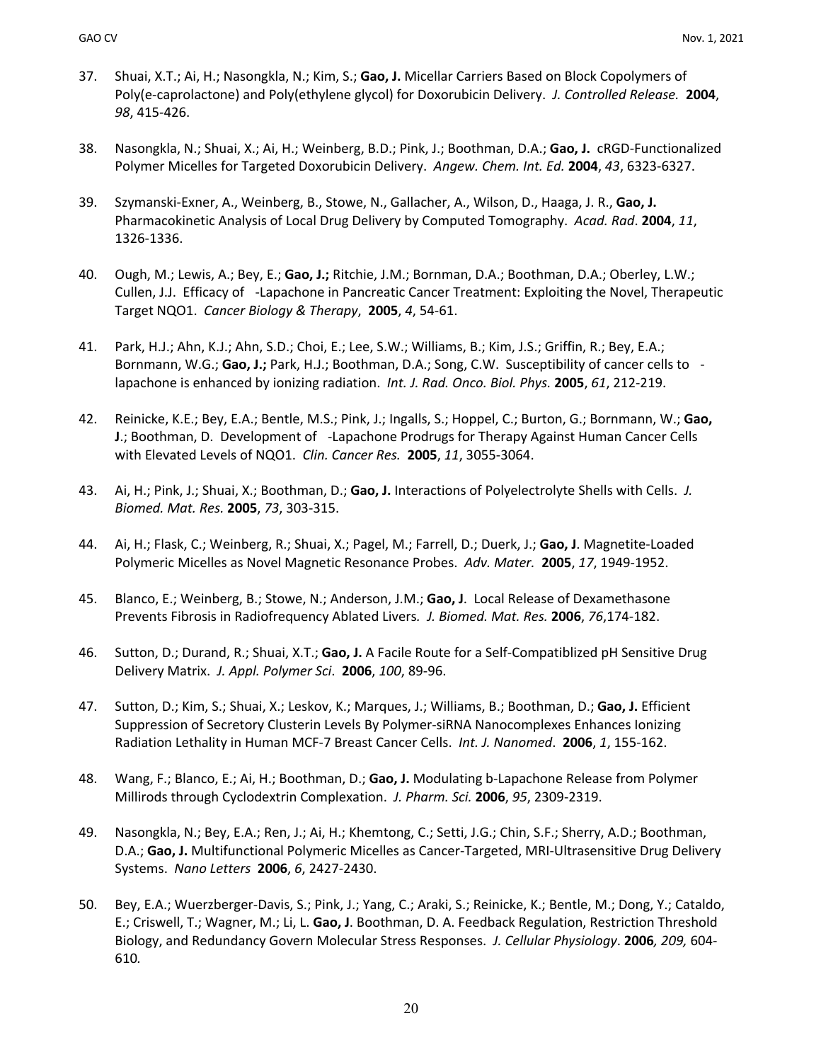37. Shuai, X.T.; Ai, H.; Nasongkla, N.; Kim, S.; **Gao, J.** Micellar Carriers Based on Block Copolymers of Poly(e-caprolactone) and Poly(ethylene glycol) for Doxorubicin Delivery. *J. Controlled Release.* **2004**, *98*, 415-426.

38. Nasongkla, N.; Shuai, X.; Ai, H.; Weinberg, B.D.; Pink, J.; Boothman, D.A.; **Gao, J.** cRGD-Functionalized Polymer Micelles for Targeted Doxorubicin Delivery. *Angew. Chem. Int. Ed.* **2004**, *43*, 6323-6327.

39. Szymanski-Exner, A., Weinberg, B., Stowe, N., Gallacher, A., Wilson, D., Haaga, J. R., **Gao, J.** Pharmacokinetic Analysis of Local Drug Delivery by Computed Tomography. *Acad. Rad*. **2004**, *11*, 1326-1336.

40. Ough, M.; Lewis, A.; Bey, E.; **Gao, J.;** Ritchie, J.M.; Bornman, D.A.; Boothman, D.A.; Oberley, L.W.; Cullen, J.J. Efficacy of -Lapachone in Pancreatic Cancer Treatment: Exploiting the Novel, Therapeutic Target NQO1. *Cancer Biology & Therapy*, **2005**, *4*, 54-61.

41. Park, H.J.; Ahn, K.J.; Ahn, S.D.; Choi, E.; Lee, S.W.; Williams, B.; Kim, J.S.; Griffin, R.; Bey, E.A.; Bornmann, W.G.; **Gao, J.;** Park, H.J.; Boothman, D.A.; Song, C.W. Susceptibility of cancer cells to -lapachone is enhanced by ionizing radiation. *Int. J. Rad. Onco. Biol. Phys.* **2005**, *61*, 212-219.

42. Reinicke, K.E.; Bey, E.A.; Bentle, M.S.; Pink, J.; Ingalls, S.; Hoppel, C.; Burton, G.; Bornmann, W.; **Gao, J**.; Boothman, D. Development of -Lapachone Prodrugs for Therapy Against Human Cancer Cells with Elevated Levels of NQO1. *Clin. Cancer Res.* **2005**, *11*, 3055-3064.

43. Ai, H.; Pink, J.; Shuai, X.; Boothman, D.; **Gao, J.** Interactions of Polyelectrolyte Shells with Cells. *J. Biomed. Mat. Res.* **2005**, *73*, 303-315.

44. Ai, H.; Flask, C.; Weinberg, R.; Shuai, X.; Pagel, M.; Farrell, D.; Duerk, J.; **Gao, J**. Magnetite-Loaded Polymeric Micelles as Novel Magnetic Resonance Probes. *Adv. Mater.* **2005**, *17*, 1949-1952.

45. Blanco, E.; Weinberg, B.; Stowe, N.; Anderson, J.M.; **Gao, J**. Local Release of Dexamethasone Prevents Fibrosis in Radiofrequency Ablated Livers*. J. Biomed. Mat. Res.* **2006**, *76*,174-182.

46. Sutton, D.; Durand, R.; Shuai, X.T.; **Gao, J.** A Facile Route for a Self-Compatiblized pH Sensitive Drug Delivery Matrix. *J. Appl. Polymer Sci*. **2006**, *100*, 89-96.

47. Sutton, D.; Kim, S.; Shuai, X.; Leskov, K.; Marques, J.; Williams, B.; Boothman, D.; **Gao, J.** Efficient Suppression of Secretory Clusterin Levels By Polymer-siRNA Nanocomplexes Enhances Ionizing Radiation Lethality in Human MCF-7 Breast Cancer Cells. *Int. J. Nanomed*. **2006**, *1*, 155-162.

48. Wang, F.; Blanco, E.; Ai, H.; Boothman, D.; **Gao, J.** Modulating b-Lapachone Release from Polymer Millirods through Cyclodextrin Complexation. *J. Pharm. Sci.* **2006**, *95*, 2309-2319.

49. Nasongkla, N.; Bey, E.A.; Ren, J.; Ai, H.; Khemtong, C.; Setti, J.G.; Chin, S.F.; Sherry, A.D.; Boothman, D.A.; **Gao, J.** Multifunctional Polymeric Micelles as Cancer-Targeted, MRI-Ultrasensitive Drug Delivery Systems. *Nano Letters* **2006**, *6*, 2427-2430.

50. Bey, E.A.; Wuerzberger-Davis, S.; Pink, J.; Yang, C.; Araki, S.; Reinicke, K.; Bentle, M.; Dong, Y.; Cataldo, E.; Criswell, T.; Wagner, M.; Li, L. **Gao, J**. Boothman, D. A. Feedback Regulation, Restriction Threshold Biology, and Redundancy Govern Molecular Stress Responses. *J. Cellular Physiology*. **2006***, 209,* 604-610*.*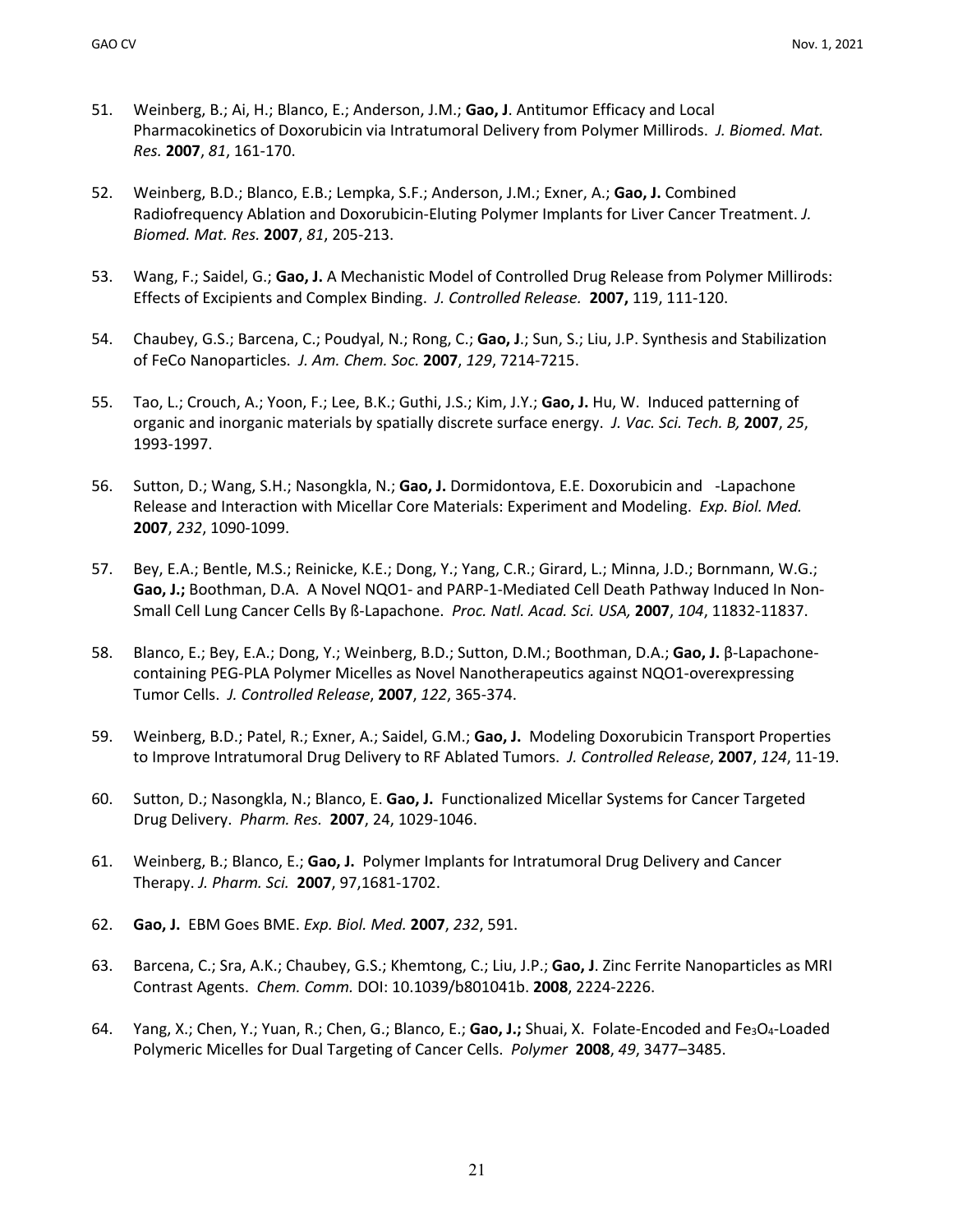51. Weinberg, B.; Ai, H.; Blanco, E.; Anderson, J.M.; **Gao, J**. Antitumor Efficacy and Local Pharmacokinetics of Doxorubicin via Intratumoral Delivery from Polymer Millirods. *J. Biomed. Mat. Res.* **2007**, *81*, 161-170.

52. Weinberg, B.D.; Blanco, E.B.; Lempka, S.F.; Anderson, J.M.; Exner, A.; **Gao, J.** Combined Radiofrequency Ablation and Doxorubicin-Eluting Polymer Implants for Liver Cancer Treatment. *J. Biomed. Mat. Res.* **2007**, *81*, 205-213.

53. Wang, F.; Saidel, G.; **Gao, J.** A Mechanistic Model of Controlled Drug Release from Polymer Millirods: Effects of Excipients and Complex Binding. *J. Controlled Release.* **2007,** 119, 111-120.

54. Chaubey, G.S.; Barcena, C.; Poudyal, N.; Rong, C.; **Gao, J**.; Sun, S.; Liu, J.P. Synthesis and Stabilization of FeCo Nanoparticles. *J. Am. Chem. Soc.* **2007**, *129*, 7214-7215.

55. Tao, L.; Crouch, A.; Yoon, F.; Lee, B.K.; Guthi, J.S.; Kim, J.Y.; **Gao, J.** Hu, W. Induced patterning of organic and inorganic materials by spatially discrete surface energy. *J. Vac. Sci. Tech. B,* **2007**, *25*, 1993-1997.

56. Sutton, D.; Wang, S.H.; Nasongkla, N.; **Gao, J.** Dormidontova, E.E. Doxorubicin and -Lapachone Release and Interaction with Micellar Core Materials: Experiment and Modeling. *Exp. Biol. Med.* **2007**, *232*, 1090-1099.

57. Bey, E.A.; Bentle, M.S.; Reinicke, K.E.; Dong, Y.; Yang, C.R.; Girard, L.; Minna, J.D.; Bornmann, W.G.; **Gao, J.;** Boothman, D.A. A Novel NQO1- and PARP-1-Mediated Cell Death Pathway Induced In Non-Small Cell Lung Cancer Cells By ß-Lapachone. *Proc. Natl. Acad. Sci. USA,* **2007**, *104*, 11832-11837.

58. Blanco, E.; Bey, E.A.; Dong, Y.; Weinberg, B.D.; Sutton, D.M.; Boothman, D.A.; **Gao, J.** β-Lapachone-containing PEG-PLA Polymer Micelles as Novel Nanotherapeutics against NQO1-overexpressing Tumor Cells. *J. Controlled Release*, **2007**, *122*, 365-374.

59. Weinberg, B.D.; Patel, R.; Exner, A.; Saidel, G.M.; **Gao, J.** Modeling Doxorubicin Transport Properties to Improve Intratumoral Drug Delivery to RF Ablated Tumors. *J. Controlled Release*, **2007**, *124*, 11-19.

60. Sutton, D.; Nasongkla, N.; Blanco, E. **Gao, J.** Functionalized Micellar Systems for Cancer Targeted Drug Delivery. *Pharm. Res.* **2007**, 24, 1029-1046.

61. Weinberg, B.; Blanco, E.; **Gao, J.** Polymer Implants for Intratumoral Drug Delivery and Cancer Therapy. *J. Pharm. Sci.* **2007**, 97,1681-1702.

62. **Gao, J.** EBM Goes BME. *Exp. Biol. Med.* **2007**, *232*, 591.

63. Barcena, C.; Sra, A.K.; Chaubey, G.S.; Khemtong, C.; Liu, J.P.; **Gao, J**. Zinc Ferrite Nanoparticles as MRI Contrast Agents. *Chem. Comm.* DOI: 10.1039/b801041b. **2008**, 2224-2226.

64. Yang, X.; Chen, Y.; Yuan, R.; Chen, G.; Blanco, E.; **Gao, J.;** Shuai, X. Folate-Encoded and $Fe_3O_4$-Loaded Polymeric Micelles for Dual Targeting of Cancer Cells. *Polymer* **2008**, *49*, 3477–3485.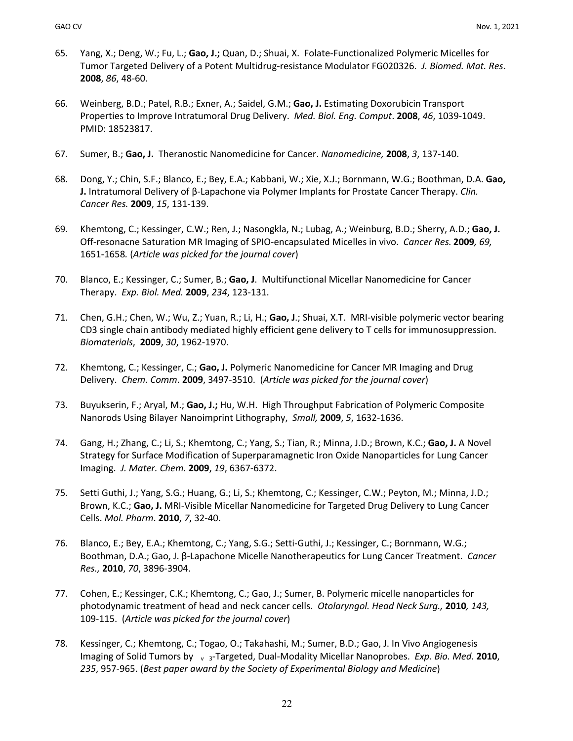65. Yang, X.; Deng, W.; Fu, L.; **Gao, J.;** Quan, D.; Shuai, X. Folate-Functionalized Polymeric Micelles for Tumor Targeted Delivery of a Potent Multidrug-resistance Modulator FG020326. *J. Biomed. Mat. Res*. **2008**, *86*, 48-60.

66. Weinberg, B.D.; Patel, R.B.; Exner, A.; Saidel, G.M.; **Gao, J.** Estimating Doxorubicin Transport Properties to Improve Intratumoral Drug Delivery. *Med. Biol. Eng. Comput*. **2008**, *46*, 1039-1049. PMID: 18523817.

67. Sumer, B.; **Gao, J.** Theranostic Nanomedicine for Cancer. *Nanomedicine,* **2008**, *3*, 137-140.

68. Dong, Y.; Chin, S.F.; Blanco, E.; Bey, E.A.; Kabbani, W.; Xie, X.J.; Bornmann, W.G.; Boothman, D.A. **Gao, J.** Intratumoral Delivery of β-Lapachone via Polymer Implants for Prostate Cancer Therapy. *Clin. Cancer Res.* **2009**, *15*, 131-139.

69. Khemtong, C.; Kessinger, C.W.; Ren, J.; Nasongkla, N.; Lubag, A.; Weinburg, B.D.; Sherry, A.D.; **Gao, J.** Off-resonacne Saturation MR Imaging of SPIO-encapsulated Micelles in vivo. *Cancer Res.* **2009***, 69,* 1651-1658*.* (*Article was picked for the journal cover*)

70. Blanco, E.; Kessinger, C.; Sumer, B.; **Gao, J**. Multifunctional Micellar Nanomedicine for Cancer Therapy. *Exp. Biol. Med.* **2009**, *234*, 123-131.

71. Chen, G.H.; Chen, W.; Wu, Z.; Yuan, R.; Li, H.; **Gao, J**.; Shuai, X.T. MRI-visible polymeric vector bearing CD3 single chain antibody mediated highly efficient gene delivery to T cells for immunosuppression. *Biomaterials*, **2009**, *30*, 1962-1970.

72. Khemtong, C.; Kessinger, C.; **Gao, J.** Polymeric Nanomedicine for Cancer MR Imaging and Drug Delivery. *Chem. Comm*. **2009**, 3497-3510. (*Article was picked for the journal cover*)

73. Buyukserin, F.; Aryal, M.; **Gao, J.;** Hu, W.H. High Throughput Fabrication of Polymeric Composite Nanorods Using Bilayer Nanoimprint Lithography, *Small,* **2009**, *5*, 1632-1636.

74. Gang, H.; Zhang, C.; Li, S.; Khemtong, C.; Yang, S.; Tian, R.; Minna, J.D.; Brown, K.C.; **Gao, J.** A Novel Strategy for Surface Modification of Superparamagnetic Iron Oxide Nanoparticles for Lung Cancer Imaging. *J. Mater. Chem.* **2009**, *19*, 6367-6372.

75. Setti Guthi, J.; Yang, S.G.; Huang, G.; Li, S.; Khemtong, C.; Kessinger, C.W.; Peyton, M.; Minna, J.D.; Brown, K.C.; **Gao, J.** MRI-Visible Micellar Nanomedicine for Targeted Drug Delivery to Lung Cancer Cells. *Mol. Pharm*. **2010**, *7*, 32-40.

76. Blanco, E.; Bey, E.A.; Khemtong, C.; Yang, S.G.; Setti-Guthi, J.; Kessinger, C.; Bornmann, W.G.; Boothman, D.A.; Gao, J. β-Lapachone Micelle Nanotherapeutics for Lung Cancer Treatment. *Cancer Res.,* **2010**, *70*, 3896-3904.

77. Cohen, E.; Kessinger, C.K.; Khemtong, C.; Gao, J.; Sumer, B. Polymeric micelle nanoparticles for photodynamic treatment of head and neck cancer cells. *Otolaryngol. Head Neck Surg.,* **2010***, 143,* 109-115. (*Article was picked for the journal cover*)

78. Kessinger, C.; Khemtong, C.; Togao, O.; Takahashi, M.; Sumer, B.D.; Gao, J. In Vivo Angiogenesis Imaging of Solid Tumors by $_{v}$ $_{3}$-Targeted, Dual-Modality Micellar Nanoprobes. *Exp. Bio. Med.* **2010**, *235*, 957-965. (*Best paper award by the Society of Experimental Biology and Medicine*)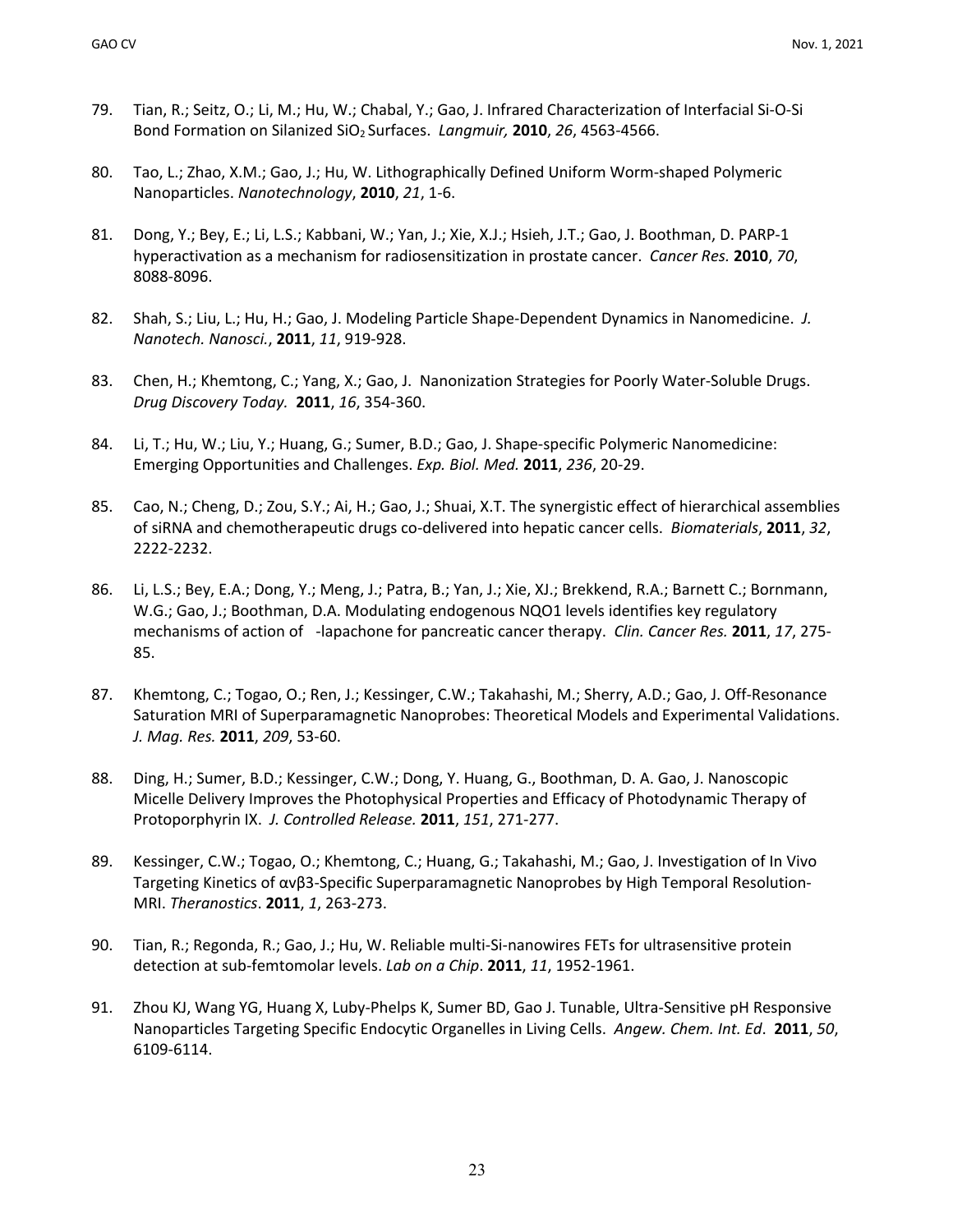79. Tian, R.; Seitz, O.; Li, M.; Hu, W.; Chabal, Y.; Gao, J. Infrared Characterization of Interfacial Si-O-Si Bond Formation on Silanized $SiO_2$ Surfaces. *Langmuir,* **2010**, *26*, 4563-4566.

80. Tao, L.; Zhao, X.M.; Gao, J.; Hu, W. Lithographically Defined Uniform Worm-shaped Polymeric Nanoparticles. *Nanotechnology*, **2010**, *21*, 1-6.

81. Dong, Y.; Bey, E.; Li, L.S.; Kabbani, W.; Yan, J.; Xie, X.J.; Hsieh, J.T.; Gao, J. Boothman, D. PARP-1 hyperactivation as a mechanism for radiosensitization in prostate cancer. *Cancer Res.* **2010**, *70*, 8088-8096.

82. Shah, S.; Liu, L.; Hu, H.; Gao, J. Modeling Particle Shape-Dependent Dynamics in Nanomedicine. *J. Nanotech. Nanosci.*, **2011**, *11*, 919-928.

83. Chen, H.; Khemtong, C.; Yang, X.; Gao, J. Nanonization Strategies for Poorly Water-Soluble Drugs. *Drug Discovery Today.* **2011**, *16*, 354-360.

84. Li, T.; Hu, W.; Liu, Y.; Huang, G.; Sumer, B.D.; Gao, J. Shape-specific Polymeric Nanomedicine: Emerging Opportunities and Challenges. *Exp. Biol. Med.* **2011**, *236*, 20-29.

85. Cao, N.; Cheng, D.; Zou, S.Y.; Ai, H.; Gao, J.; Shuai, X.T. The synergistic effect of hierarchical assemblies of siRNA and chemotherapeutic drugs co-delivered into hepatic cancer cells. *Biomaterials*, **2011**, *32*, 2222-2232.

86. Li, L.S.; Bey, E.A.; Dong, Y.; Meng, J.; Patra, B.; Yan, J.; Xie, XJ.; Brekkend, R.A.; Barnett C.; Bornmann, W.G.; Gao, J.; Boothman, D.A. Modulating endogenous NQO1 levels identifies key regulatory mechanisms of action of -lapachone for pancreatic cancer therapy. *Clin. Cancer Res.* **2011**, *17*, 275-85.

87. Khemtong, C.; Togao, O.; Ren, J.; Kessinger, C.W.; Takahashi, M.; Sherry, A.D.; Gao, J. Off-Resonance Saturation MRI of Superparamagnetic Nanoprobes: Theoretical Models and Experimental Validations. *J. Mag. Res.* **2011**, *209*, 53-60.

88. Ding, H.; Sumer, B.D.; Kessinger, C.W.; Dong, Y. Huang, G., Boothman, D. A. Gao, J. Nanoscopic Micelle Delivery Improves the Photophysical Properties and Efficacy of Photodynamic Therapy of Protoporphyrin IX. *J. Controlled Release.* **2011**, *151*, 271-277.

89. Kessinger, C.W.; Togao, O.; Khemtong, C.; Huang, G.; Takahashi, M.; Gao, J. Investigation of In Vivo Targeting Kinetics of $\alpha v\beta 3$-Specific Superparamagnetic Nanoprobes by High Temporal Resolution-MRI. *Theranostics*. **2011**, *1*, 263-273.

90. Tian, R.; Regonda, R.; Gao, J.; Hu, W. Reliable multi-Si-nanowires FETs for ultrasensitive protein detection at sub-femtomolar levels. *Lab on a Chip*. **2011**, *11*, 1952-1961.

91. Zhou KJ, Wang YG, Huang X, Luby-Phelps K, Sumer BD, Gao J. Tunable, Ultra-Sensitive pH Responsive Nanoparticles Targeting Specific Endocytic Organelles in Living Cells. *Angew. Chem. Int. Ed*. **2011**, *50*, 6109-6114.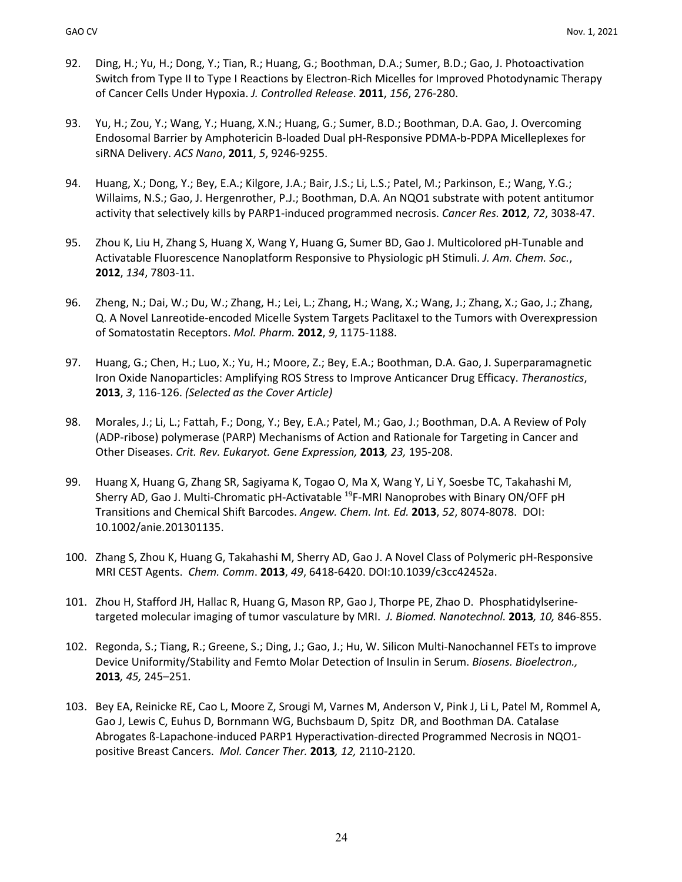92. Ding, H.; Yu, H.; Dong, Y.; Tian, R.; Huang, G.; Boothman, D.A.; Sumer, B.D.; Gao, J. Photoactivation Switch from Type II to Type I Reactions by Electron-Rich Micelles for Improved Photodynamic Therapy of Cancer Cells Under Hypoxia. *J. Controlled Release*. **2011**, *156*, 276-280.

93. Yu, H.; Zou, Y.; Wang, Y.; Huang, X.N.; Huang, G.; Sumer, B.D.; Boothman, D.A. Gao, J. Overcoming Endosomal Barrier by Amphotericin B-loaded Dual pH-Responsive PDMA-b-PDPA Micelleplexes for siRNA Delivery. *ACS Nano*, **2011**, *5*, 9246-9255.

94. Huang, X.; Dong, Y.; Bey, E.A.; Kilgore, J.A.; Bair, J.S.; Li, L.S.; Patel, M.; Parkinson, E.; Wang, Y.G.; Willaims, N.S.; Gao, J. Hergenrother, P.J.; Boothman, D.A. An NQO1 substrate with potent antitumor activity that selectively kills by PARP1-induced programmed necrosis. *Cancer Res.* **2012**, *72*, 3038-47.

95. Zhou K, Liu H, Zhang S, Huang X, Wang Y, Huang G, Sumer BD, Gao J. Multicolored pH-Tunable and Activatable Fluorescence Nanoplatform Responsive to Physiologic pH Stimuli. *J. Am. Chem. Soc.*, **2012**, *134*, 7803-11.

96. Zheng, N.; Dai, W.; Du, W.; Zhang, H.; Lei, L.; Zhang, H.; Wang, X.; Wang, J.; Zhang, X.; Gao, J.; Zhang, Q. A Novel Lanreotide-encoded Micelle System Targets Paclitaxel to the Tumors with Overexpression of Somatostatin Receptors. *Mol. Pharm.* **2012**, *9*, 1175-1188.

97. Huang, G.; Chen, H.; Luo, X.; Yu, H.; Moore, Z.; Bey, E.A.; Boothman, D.A. Gao, J. Superparamagnetic Iron Oxide Nanoparticles: Amplifying ROS Stress to Improve Anticancer Drug Efficacy. *Theranostics*, **2013**, *3*, 116-126. *(Selected as the Cover Article)*

98. Morales, J.; Li, L.; Fattah, F.; Dong, Y.; Bey, E.A.; Patel, M.; Gao, J.; Boothman, D.A. A Review of Poly (ADP-ribose) polymerase (PARP) Mechanisms of Action and Rationale for Targeting in Cancer and Other Diseases. *Crit. Rev. Eukaryot. Gene Expression,* **2013***, 23,* 195-208.

99. Huang X, Huang G, Zhang SR, Sagiyama K, Togao O, Ma X, Wang Y, Li Y, Soesbe TC, Takahashi M, Sherry AD, Gao J. Multi-Chromatic pH-Activatable $^{19}$F-MRI Nanoprobes with Binary ON/OFF pH Transitions and Chemical Shift Barcodes. *Angew. Chem. Int. Ed.* **2013**, *52*, 8074-8078. DOI: 10.1002/anie.201301135.

100. Zhang S, Zhou K, Huang G, Takahashi M, Sherry AD, Gao J. A Novel Class of Polymeric pH-Responsive MRI CEST Agents. *Chem. Comm*. **2013**, *49*, 6418-6420. DOI:10.1039/c3cc42452a.

101. Zhou H, Stafford JH, Hallac R, Huang G, Mason RP, Gao J, Thorpe PE, Zhao D. Phosphatidylserine-targeted molecular imaging of tumor vasculature by MRI. *J. Biomed. Nanotechnol.* **2013***, 10,* 846-855.

102. Regonda, S.; Tiang, R.; Greene, S.; Ding, J.; Gao, J.; Hu, W. Silicon Multi-Nanochannel FETs to improve Device Uniformity/Stability and Femto Molar Detection of Insulin in Serum. *Biosens. Bioelectron.,* **2013***, 45,* 245–251.

103. Bey EA, Reinicke RE, Cao L, Moore Z, Srougi M, Varnes M, Anderson V, Pink J, Li L, Patel M, Rommel A, Gao J, Lewis C, Euhus D, Bornmann WG, Buchsbaum D, Spitz DR, and Boothman DA. Catalase Abrogates ß-Lapachone-induced PARP1 Hyperactivation-directed Programmed Necrosis in NQO1-positive Breast Cancers. *Mol. Cancer Ther.* **2013***, 12,* 2110-2120.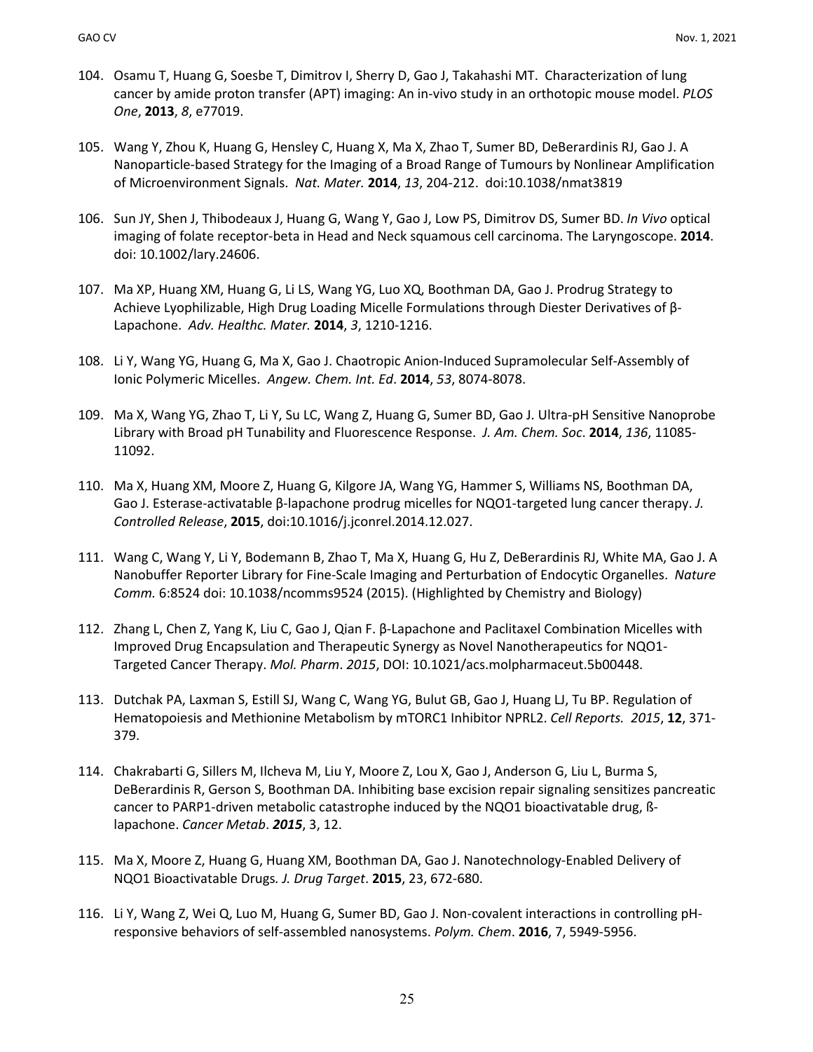104. Osamu T, Huang G, Soesbe T, Dimitrov I, Sherry D, Gao J, Takahashi MT. Characterization of lung cancer by amide proton transfer (APT) imaging: An in-vivo study in an orthotopic mouse model. *PLOS One*, **2013**, *8*, e77019.

105. Wang Y, Zhou K, Huang G, Hensley C, Huang X, Ma X, Zhao T, Sumer BD, DeBerardinis RJ, Gao J. A Nanoparticle-based Strategy for the Imaging of a Broad Range of Tumours by Nonlinear Amplification of Microenvironment Signals. *Nat. Mater.* **2014**, *13*, 204-212. doi:10.1038/nmat3819

106. Sun JY, Shen J, Thibodeaux J, Huang G, Wang Y, Gao J, Low PS, Dimitrov DS, Sumer BD. *In Vivo* optical imaging of folate receptor-beta in Head and Neck squamous cell carcinoma. The Laryngoscope. **2014**. doi: 10.1002/lary.24606.

107. Ma XP, Huang XM, Huang G, Li LS, Wang YG, Luo XQ, Boothman DA, Gao J. Prodrug Strategy to Achieve Lyophilizable, High Drug Loading Micelle Formulations through Diester Derivatives of β-Lapachone. *Adv. Healthc. Mater.* **2014**, *3*, 1210-1216.

108. Li Y, Wang YG, Huang G, Ma X, Gao J. Chaotropic Anion-Induced Supramolecular Self-Assembly of Ionic Polymeric Micelles. *Angew. Chem. Int. Ed*. **2014**, *53*, 8074-8078.

109. Ma X, Wang YG, Zhao T, Li Y, Su LC, Wang Z, Huang G, Sumer BD, Gao J. Ultra-pH Sensitive Nanoprobe Library with Broad pH Tunability and Fluorescence Response. *J. Am. Chem. Soc*. **2014**, *136*, 11085-11092.

110. Ma X, Huang XM, Moore Z, Huang G, Kilgore JA, Wang YG, Hammer S, Williams NS, Boothman DA, Gao J. Esterase-activatable β-lapachone prodrug micelles for NQO1-targeted lung cancer therapy. *J. Controlled Release*, **2015**, doi:10.1016/j.jconrel.2014.12.027.

111. Wang C, Wang Y, Li Y, Bodemann B, Zhao T, Ma X, Huang G, Hu Z, DeBerardinis RJ, White MA, Gao J. A Nanobuffer Reporter Library for Fine-Scale Imaging and Perturbation of Endocytic Organelles. *Nature Comm.* 6:8524 doi: 10.1038/ncomms9524 (2015). (Highlighted by Chemistry and Biology)

112. Zhang L, Chen Z, Yang K, Liu C, Gao J, Qian F. β-Lapachone and Paclitaxel Combination Micelles with Improved Drug Encapsulation and Therapeutic Synergy as Novel Nanotherapeutics for NQO1-Targeted Cancer Therapy. *Mol. Pharm*. *2015*, DOI: 10.1021/acs.molpharmaceut.5b00448.

113. Dutchak PA, Laxman S, Estill SJ, Wang C, Wang YG, Bulut GB, Gao J, Huang LJ, Tu BP. Regulation of Hematopoiesis and Methionine Metabolism by mTORC1 Inhibitor NPRL2. *Cell Reports. 2015*, **12**, 371-379.

114. Chakrabarti G, Sillers M, Ilcheva M, Liu Y, Moore Z, Lou X, Gao J, Anderson G, Liu L, Burma S, DeBerardinis R, Gerson S, Boothman DA. Inhibiting base excision repair signaling sensitizes pancreatic cancer to PARP1-driven metabolic catastrophe induced by the NQO1 bioactivatable drug, ß-lapachone. *Cancer Metab*. ***2015***, 3, 12.

115. Ma X, Moore Z, Huang G, Huang XM, Boothman DA, Gao J. Nanotechnology-Enabled Delivery of NQO1 Bioactivatable Drugs*. J. Drug Target*. **2015**, 23, 672-680.

116. Li Y, Wang Z, Wei Q, Luo M, Huang G, Sumer BD, Gao J. Non-covalent interactions in controlling pH-responsive behaviors of self-assembled nanosystems. *Polym. Chem*. **2016**, 7, 5949-5956.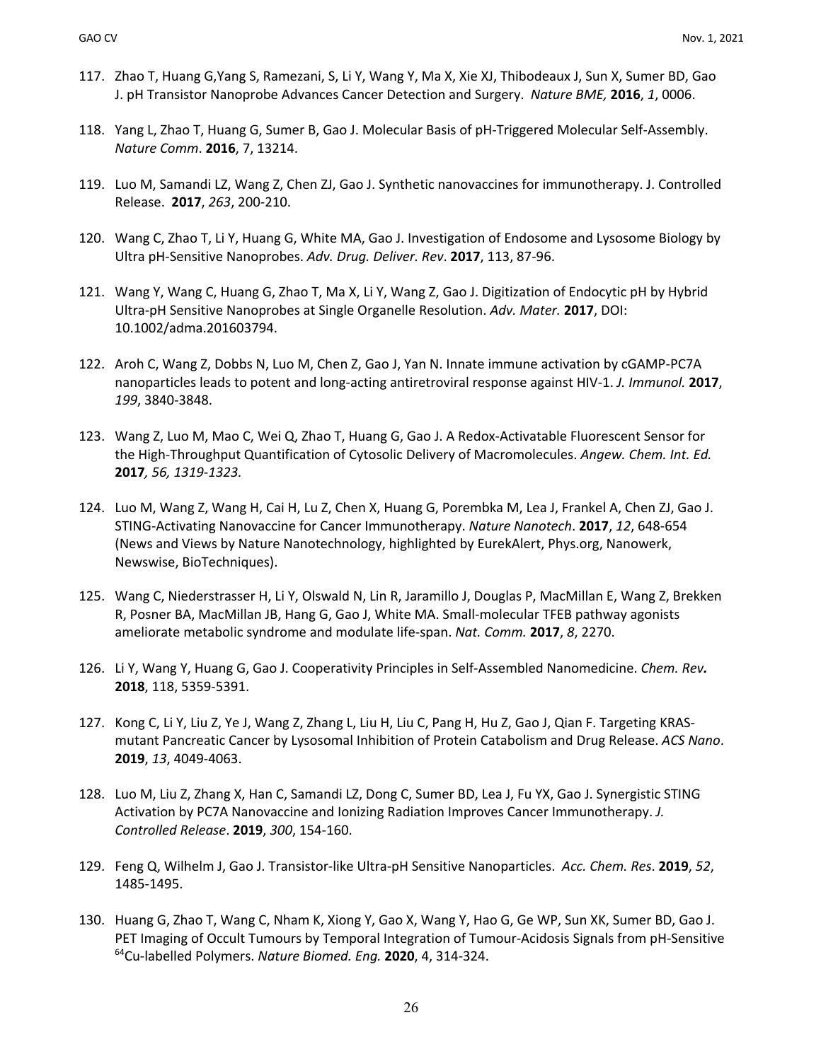117. Zhao T, Huang G,Yang S, Ramezani, S, Li Y, Wang Y, Ma X, Xie XJ, Thibodeaux J, Sun X, Sumer BD, Gao J. pH Transistor Nanoprobe Advances Cancer Detection and Surgery. *Nature BME,* **2016**, *1*, 0006.

118. Yang L, Zhao T, Huang G, Sumer B, Gao J. Molecular Basis of pH-Triggered Molecular Self-Assembly. *Nature Comm*. **2016**, 7, 13214.

119. Luo M, Samandi LZ, Wang Z, Chen ZJ, Gao J. Synthetic nanovaccines for immunotherapy. J. Controlled Release. **2017**, *263*, 200-210.

120. Wang C, Zhao T, Li Y, Huang G, White MA, Gao J. Investigation of Endosome and Lysosome Biology by Ultra pH-Sensitive Nanoprobes. *Adv. Drug. Deliver. Rev*. **2017**, 113, 87-96.

121. Wang Y, Wang C, Huang G, Zhao T, Ma X, Li Y, Wang Z, Gao J. Digitization of Endocytic pH by Hybrid Ultra-pH Sensitive Nanoprobes at Single Organelle Resolution. *Adv. Mater.* **2017**, DOI: 10.1002/adma.201603794.

122. Aroh C, Wang Z, Dobbs N, Luo M, Chen Z, Gao J, Yan N. Innate immune activation by cGAMP-PC7A nanoparticles leads to potent and long-acting antiretroviral response against HIV-1. *J. Immunol.* **2017**, *199*, 3840-3848.

123. Wang Z, Luo M, Mao C, Wei Q, Zhao T, Huang G, Gao J. A Redox-Activatable Fluorescent Sensor for the High-Throughput Quantification of Cytosolic Delivery of Macromolecules. *Angew. Chem. Int. Ed.* **2017***, 56, 1319-1323.*

124. Luo M, Wang Z, Wang H, Cai H, Lu Z, Chen X, Huang G, Porembka M, Lea J, Frankel A, Chen ZJ, Gao J. STING-Activating Nanovaccine for Cancer Immunotherapy. *Nature Nanotech*. **2017**, *12*, 648-654 (News and Views by Nature Nanotechnology, highlighted by EurekAlert, Phys.org, Nanowerk, Newswise, BioTechniques).

125. Wang C, Niederstrasser H, Li Y, Olswald N, Lin R, Jaramillo J, Douglas P, MacMillan E, Wang Z, Brekken R, Posner BA, MacMillan JB, Hang G, Gao J, White MA. Small-molecular TFEB pathway agonists ameliorate metabolic syndrome and modulate life-span. *Nat. Comm.* **2017**, *8*, 2270.

126. Li Y, Wang Y, Huang G, Gao J. Cooperativity Principles in Self-Assembled Nanomedicine. *Chem. Rev***.** **2018**, 118, 5359-5391.

127. Kong C, Li Y, Liu Z, Ye J, Wang Z, Zhang L, Liu H, Liu C, Pang H, Hu Z, Gao J, Qian F. Targeting KRAS-mutant Pancreatic Cancer by Lysosomal Inhibition of Protein Catabolism and Drug Release. *ACS Nano*. **2019**, *13*, 4049-4063.

128. Luo M, Liu Z, Zhang X, Han C, Samandi LZ, Dong C, Sumer BD, Lea J, Fu YX, Gao J. Synergistic STING Activation by PC7A Nanovaccine and Ionizing Radiation Improves Cancer Immunotherapy. *J. Controlled Release*. **2019**, *300*, 154-160.

129. Feng Q, Wilhelm J, Gao J. Transistor-like Ultra-pH Sensitive Nanoparticles. *Acc. Chem. Res*. **2019**, *52*, 1485-1495.

130. Huang G, Zhao T, Wang C, Nham K, Xiong Y, Gao X, Wang Y, Hao G, Ge WP, Sun XK, Sumer BD, Gao J. PET Imaging of Occult Tumours by Temporal Integration of Tumour-Acidosis Signals from pH-Sensitive $^{64}$Cu-labelled Polymers. *Nature Biomed. Eng.* **2020**, 4, 314-324.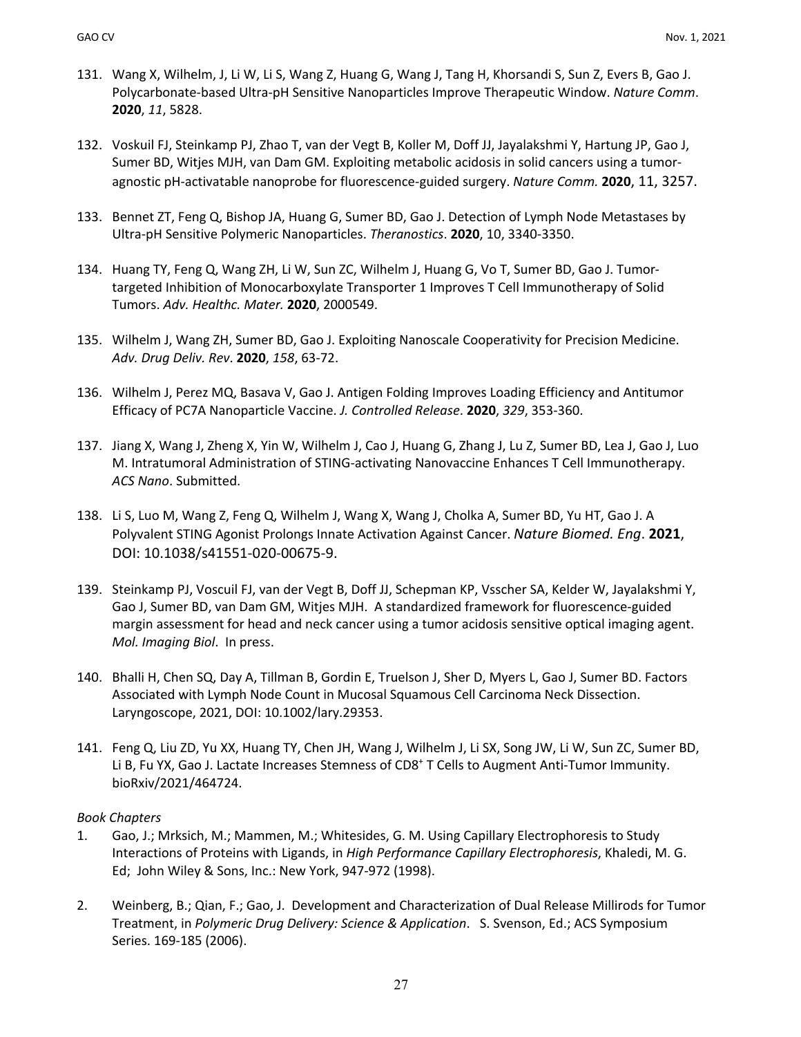131. Wang X, Wilhelm, J, Li W, Li S, Wang Z, Huang G, Wang J, Tang H, Khorsandi S, Sun Z, Evers B, Gao J. Polycarbonate-based Ultra-pH Sensitive Nanoparticles Improve Therapeutic Window. *Nature Comm*. **2020**, *11*, 5828.

132. Voskuil FJ, Steinkamp PJ, Zhao T, van der Vegt B, Koller M, Doff JJ, Jayalakshmi Y, Hartung JP, Gao J, Sumer BD, Witjes MJH, van Dam GM. Exploiting metabolic acidosis in solid cancers using a tumor-agnostic pH-activatable nanoprobe for fluorescence-guided surgery. *Nature Comm.* **2020**, 11, 3257.

133. Bennet ZT, Feng Q, Bishop JA, Huang G, Sumer BD, Gao J. Detection of Lymph Node Metastases by Ultra-pH Sensitive Polymeric Nanoparticles. *Theranostics*. **2020**, 10, 3340-3350.

134. Huang TY, Feng Q, Wang ZH, Li W, Sun ZC, Wilhelm J, Huang G, Vo T, Sumer BD, Gao J. Tumor-targeted Inhibition of Monocarboxylate Transporter 1 Improves T Cell Immunotherapy of Solid Tumors. *Adv. Healthc. Mater.* **2020**, 2000549.

135. Wilhelm J, Wang ZH, Sumer BD, Gao J. Exploiting Nanoscale Cooperativity for Precision Medicine. *Adv. Drug Deliv. Rev*. **2020**, *158*, 63-72.

136. Wilhelm J, Perez MQ, Basava V, Gao J. Antigen Folding Improves Loading Efficiency and Antitumor Efficacy of PC7A Nanoparticle Vaccine. *J. Controlled Release*. **2020**, *329*, 353-360.

137. Jiang X, Wang J, Zheng X, Yin W, Wilhelm J, Cao J, Huang G, Zhang J, Lu Z, Sumer BD, Lea J, Gao J, Luo M. Intratumoral Administration of STING-activating Nanovaccine Enhances T Cell Immunotherapy. *ACS Nano*. Submitted.

138. Li S, Luo M, Wang Z, Feng Q, Wilhelm J, Wang X, Wang J, Cholka A, Sumer BD, Yu HT, Gao J. A Polyvalent STING Agonist Prolongs Innate Activation Against Cancer. *Nature Biomed. Eng*. **2021**, DOI: 10.1038/s41551-020-00675-9.

139. Steinkamp PJ, Voscuil FJ, van der Vegt B, Doff JJ, Schepman KP, Vsscher SA, Kelder W, Jayalakshmi Y, Gao J, Sumer BD, van Dam GM, Witjes MJH. A standardized framework for fluorescence-guided margin assessment for head and neck cancer using a tumor acidosis sensitive optical imaging agent. *Mol. Imaging Biol*. In press.

140. Bhalli H, Chen SQ, Day A, Tillman B, Gordin E, Truelson J, Sher D, Myers L, Gao J, Sumer BD. Factors Associated with Lymph Node Count in Mucosal Squamous Cell Carcinoma Neck Dissection. Laryngoscope, 2021, DOI: 10.1002/lary.29353.

141. Feng Q, Liu ZD, Yu XX, Huang TY, Chen JH, Wang J, Wilhelm J, Li SX, Song JW, Li W, Sun ZC, Sumer BD, Li B, Fu YX, Gao J. Lactate Increases Stemness of $CD8^+$ T Cells to Augment Anti-Tumor Immunity. bioRxiv/2021/464724.

*Book Chapters*

1. Gao, J.; Mrksich, M.; Mammen, M.; Whitesides, G. M. Using Capillary Electrophoresis to Study Interactions of Proteins with Ligands, in *High Performance Capillary Electrophoresis*, Khaledi, M. G. Ed; John Wiley & Sons, Inc.: New York, 947-972 (1998).

2. Weinberg, B.; Qian, F.; Gao, J. Development and Characterization of Dual Release Millirods for Tumor Treatment, in *Polymeric Drug Delivery: Science & Application*. S. Svenson, Ed.; ACS Symposium Series. 169-185 (2006).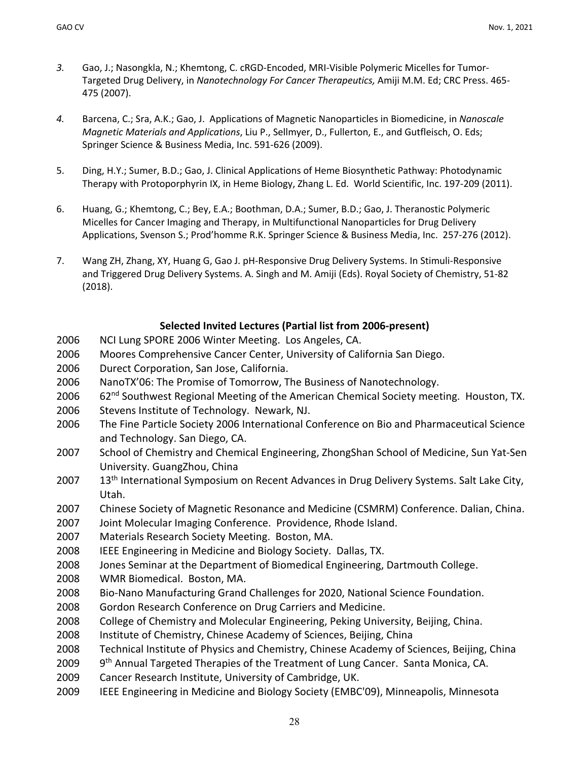3. Gao, J.; Nasongkla, N.; Khemtong, C. cRGD-Encoded, MRI-Visible Polymeric Micelles for Tumor-Targeted Drug Delivery, in *Nanotechnology For Cancer Therapeutics,* Amiji M.M. Ed; CRC Press. 465-475 (2007).

4. Barcena, C.; Sra, A.K.; Gao, J. Applications of Magnetic Nanoparticles in Biomedicine, in *Nanoscale Magnetic Materials and Applications*, Liu P., Sellmyer, D., Fullerton, E., and Gutfleisch, O. Eds; Springer Science & Business Media, Inc. 591-626 (2009).

5. Ding, H.Y.; Sumer, B.D.; Gao, J. Clinical Applications of Heme Biosynthetic Pathway: Photodynamic Therapy with Protoporphyrin IX, in Heme Biology, Zhang L. Ed. World Scientific, Inc. 197-209 (2011).

6. Huang, G.; Khemtong, C.; Bey, E.A.; Boothman, D.A.; Sumer, B.D.; Gao, J. Theranostic Polymeric Micelles for Cancer Imaging and Therapy, in Multifunctional Nanoparticles for Drug Delivery Applications, Svenson S.; Prod'homme R.K. Springer Science & Business Media, Inc. 257-276 (2012).

7. Wang ZH, Zhang, XY, Huang G, Gao J. pH-Responsive Drug Delivery Systems. In Stimuli-Responsive and Triggered Drug Delivery Systems. A. Singh and M. Amiji (Eds). Royal Society of Chemistry, 51-82 (2018).

## Selected Invited Lectures (Partial list from 2006-present)

2006 NCI Lung SPORE 2006 Winter Meeting. Los Angeles, CA.
2006 Moores Comprehensive Cancer Center, University of California San Diego.
2006 Durect Corporation, San Jose, California.
2006 NanoTX'06: The Promise of Tomorrow, The Business of Nanotechnology.
2006 62nd Southwest Regional Meeting of the American Chemical Society meeting. Houston, TX.
2006 Stevens Institute of Technology. Newark, NJ.
2006 The Fine Particle Society 2006 International Conference on Bio and Pharmaceutical Science and Technology. San Diego, CA.
2007 School of Chemistry and Chemical Engineering, ZhongShan School of Medicine, Sun Yat-Sen University. GuangZhou, China
2007 13th International Symposium on Recent Advances in Drug Delivery Systems. Salt Lake City, Utah.
2007 Chinese Society of Magnetic Resonance and Medicine (CSMRM) Conference. Dalian, China.
2007 Joint Molecular Imaging Conference. Providence, Rhode Island.
2007 Materials Research Society Meeting. Boston, MA.
2008 IEEE Engineering in Medicine and Biology Society. Dallas, TX.
2008 Jones Seminar at the Department of Biomedical Engineering, Dartmouth College.
2008 WMR Biomedical. Boston, MA.
2008 Bio-Nano Manufacturing Grand Challenges for 2020, National Science Foundation.
2008 Gordon Research Conference on Drug Carriers and Medicine.
2008 College of Chemistry and Molecular Engineering, Peking University, Beijing, China.
2008 Institute of Chemistry, Chinese Academy of Sciences, Beijing, China
2008 Technical Institute of Physics and Chemistry, Chinese Academy of Sciences, Beijing, China
2009 9th Annual Targeted Therapies of the Treatment of Lung Cancer. Santa Monica, CA.
2009 Cancer Research Institute, University of Cambridge, UK.
2009 IEEE Engineering in Medicine and Biology Society (EMBC'09), Minneapolis, Minnesota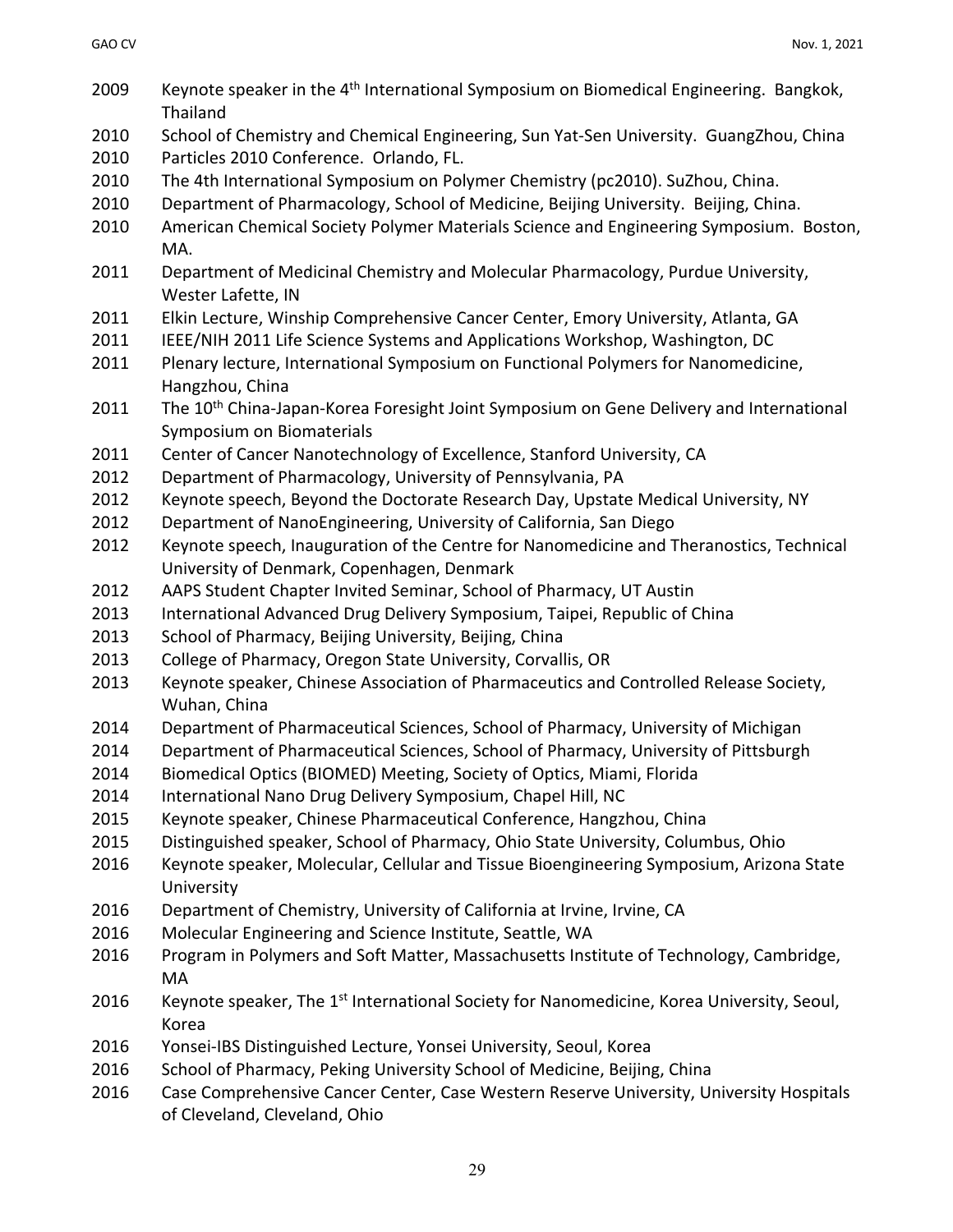2009 Keynote speaker in the 4th International Symposium on Biomedical Engineering. Bangkok, Thailand

2010 School of Chemistry and Chemical Engineering, Sun Yat-Sen University. GuangZhou, China

2010 Particles 2010 Conference. Orlando, FL.

2010 The 4th International Symposium on Polymer Chemistry (pc2010). SuZhou, China.

2010 Department of Pharmacology, School of Medicine, Beijing University. Beijing, China.

2010 American Chemical Society Polymer Materials Science and Engineering Symposium. Boston, MA.

2011 Department of Medicinal Chemistry and Molecular Pharmacology, Purdue University, Wester Lafette, IN

2011 Elkin Lecture, Winship Comprehensive Cancer Center, Emory University, Atlanta, GA

2011 IEEE/NIH 2011 Life Science Systems and Applications Workshop, Washington, DC

2011 Plenary lecture, International Symposium on Functional Polymers for Nanomedicine, Hangzhou, China

2011 The 10th China-Japan-Korea Foresight Joint Symposium on Gene Delivery and International Symposium on Biomaterials

2011 Center of Cancer Nanotechnology of Excellence, Stanford University, CA

2012 Department of Pharmacology, University of Pennsylvania, PA

2012 Keynote speech, Beyond the Doctorate Research Day, Upstate Medical University, NY

2012 Department of NanoEngineering, University of California, San Diego

2012 Keynote speech, Inauguration of the Centre for Nanomedicine and Theranostics, Technical University of Denmark, Copenhagen, Denmark

2012 AAPS Student Chapter Invited Seminar, School of Pharmacy, UT Austin

2013 International Advanced Drug Delivery Symposium, Taipei, Republic of China

2013 School of Pharmacy, Beijing University, Beijing, China

2013 College of Pharmacy, Oregon State University, Corvallis, OR

2013 Keynote speaker, Chinese Association of Pharmaceutics and Controlled Release Society, Wuhan, China

2014 Department of Pharmaceutical Sciences, School of Pharmacy, University of Michigan

2014 Department of Pharmaceutical Sciences, School of Pharmacy, University of Pittsburgh

2014 Biomedical Optics (BIOMED) Meeting, Society of Optics, Miami, Florida

2014 International Nano Drug Delivery Symposium, Chapel Hill, NC

2015 Keynote speaker, Chinese Pharmaceutical Conference, Hangzhou, China

2015 Distinguished speaker, School of Pharmacy, Ohio State University, Columbus, Ohio

2016 Keynote speaker, Molecular, Cellular and Tissue Bioengineering Symposium, Arizona State University

2016 Department of Chemistry, University of California at Irvine, Irvine, CA

2016 Molecular Engineering and Science Institute, Seattle, WA

2016 Program in Polymers and Soft Matter, Massachusetts Institute of Technology, Cambridge, MA

2016 Keynote speaker, The 1st International Society for Nanomedicine, Korea University, Seoul, Korea

2016 Yonsei-IBS Distinguished Lecture, Yonsei University, Seoul, Korea

2016 School of Pharmacy, Peking University School of Medicine, Beijing, China

2016 Case Comprehensive Cancer Center, Case Western Reserve University, University Hospitals of Cleveland, Cleveland, Ohio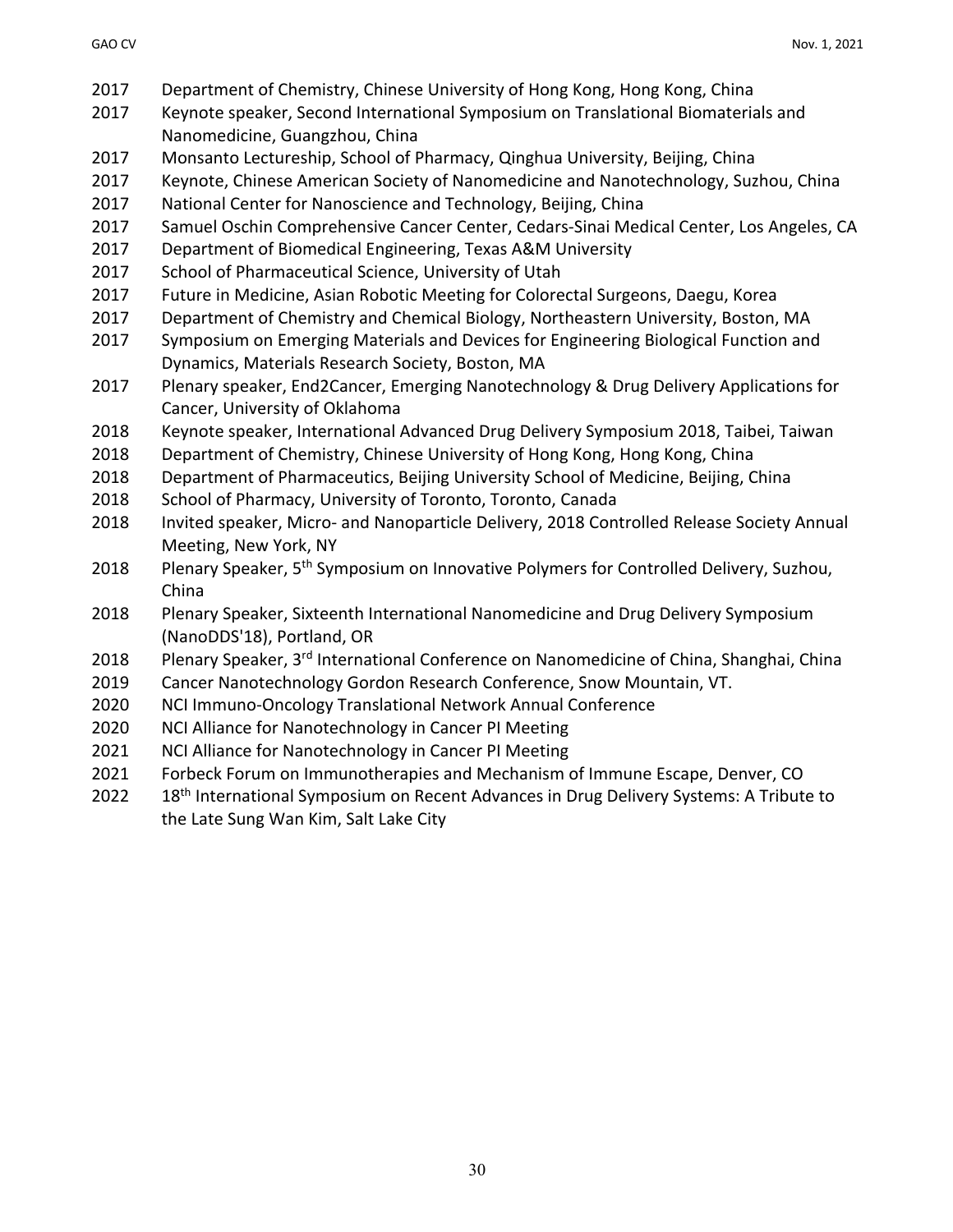2017 Department of Chemistry, Chinese University of Hong Kong, Hong Kong, China

2017 Keynote speaker, Second International Symposium on Translational Biomaterials and Nanomedicine, Guangzhou, China

2017 Monsanto Lectureship, School of Pharmacy, Qinghua University, Beijing, China

2017 Keynote, Chinese American Society of Nanomedicine and Nanotechnology, Suzhou, China

2017 National Center for Nanoscience and Technology, Beijing, China

2017 Samuel Oschin Comprehensive Cancer Center, Cedars-Sinai Medical Center, Los Angeles, CA

2017 Department of Biomedical Engineering, Texas A&M University

2017 School of Pharmaceutical Science, University of Utah

2017 Future in Medicine, Asian Robotic Meeting for Colorectal Surgeons, Daegu, Korea

2017 Department of Chemistry and Chemical Biology, Northeastern University, Boston, MA

2017 Symposium on Emerging Materials and Devices for Engineering Biological Function and Dynamics, Materials Research Society, Boston, MA

2017 Plenary speaker, End2Cancer, Emerging Nanotechnology & Drug Delivery Applications for Cancer, University of Oklahoma

2018 Keynote speaker, International Advanced Drug Delivery Symposium 2018, Taibei, Taiwan

2018 Department of Chemistry, Chinese University of Hong Kong, Hong Kong, China

2018 Department of Pharmaceutics, Beijing University School of Medicine, Beijing, China

2018 School of Pharmacy, University of Toronto, Toronto, Canada

2018 Invited speaker, Micro- and Nanoparticle Delivery, 2018 Controlled Release Society Annual Meeting, New York, NY

2018 Plenary Speaker, 5th Symposium on Innovative Polymers for Controlled Delivery, Suzhou, China

2018 Plenary Speaker, Sixteenth International Nanomedicine and Drug Delivery Symposium (NanoDDS'18), Portland, OR

2018 Plenary Speaker, 3rd International Conference on Nanomedicine of China, Shanghai, China

2019 Cancer Nanotechnology Gordon Research Conference, Snow Mountain, VT.

2020 NCI Immuno-Oncology Translational Network Annual Conference

2020 NCI Alliance for Nanotechnology in Cancer PI Meeting

2021 NCI Alliance for Nanotechnology in Cancer PI Meeting

2021 Forbeck Forum on Immunotherapies and Mechanism of Immune Escape, Denver, CO

2022 18th International Symposium on Recent Advances in Drug Delivery Systems: A Tribute to the Late Sung Wan Kim, Salt Lake City